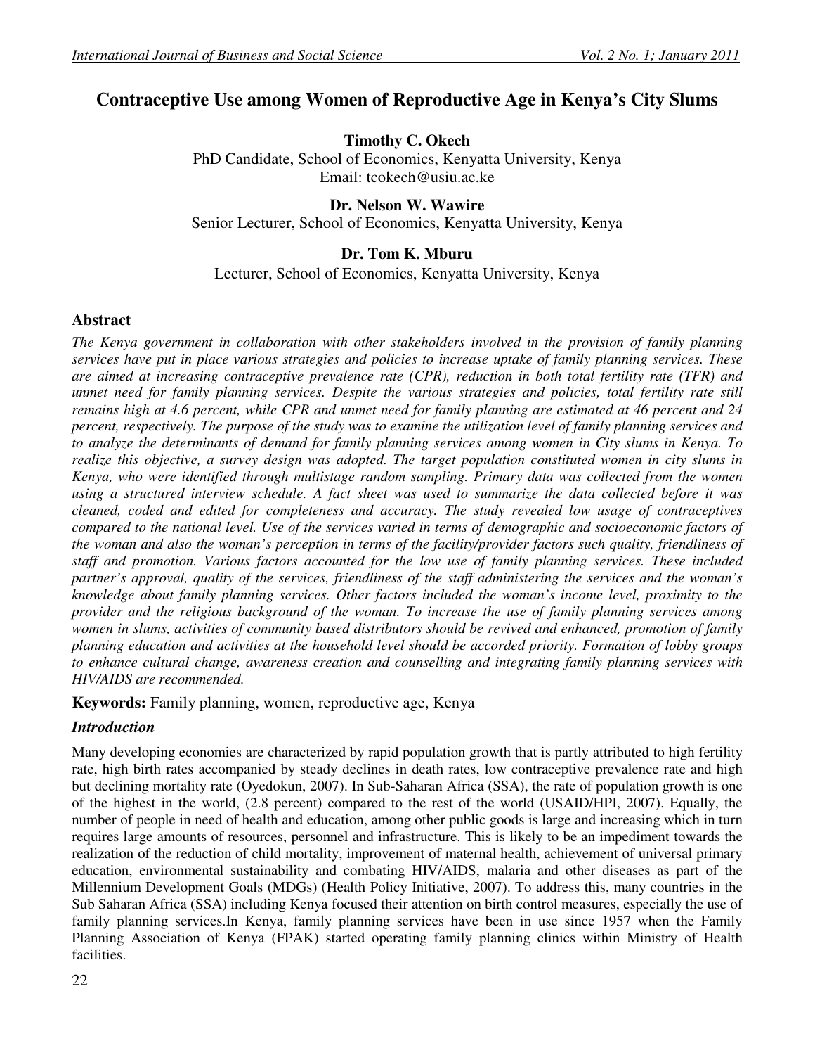# Contraceptive Use among Women of Reproductive Age in Kenya's City Slums

**Timothy C. Okech**
PhD Candidate, School of Economics, Kenyatta University, Kenya
Email: tcokech@usiu.ac.ke

**Dr. Nelson W. Wawire**
Senior Lecturer, School of Economics, Kenyatta University, Kenya

**Dr. Tom K. Mburu**
Lecturer, School of Economics, Kenyatta University, Kenya

## Abstract

*The Kenya government in collaboration with other stakeholders involved in the provision of family planning services have put in place various strategies and policies to increase uptake of family planning services. These are aimed at increasing contraceptive prevalence rate (CPR), reduction in both total fertility rate (TFR) and unmet need for family planning services. Despite the various strategies and policies, total fertility rate still remains high at 4.6 percent, while CPR and unmet need for family planning are estimated at 46 percent and 24 percent, respectively. The purpose of the study was to examine the utilization level of family planning services and to analyze the determinants of demand for family planning services among women in City slums in Kenya. To realize this objective, a survey design was adopted. The target population constituted women in city slums in Kenya, who were identified through multistage random sampling. Primary data was collected from the women using a structured interview schedule. A fact sheet was used to summarize the data collected before it was cleaned, coded and edited for completeness and accuracy. The study revealed low usage of contraceptives compared to the national level. Use of the services varied in terms of demographic and socioeconomic factors of the woman and also the woman's perception in terms of the facility/provider factors such quality, friendliness of staff and promotion. Various factors accounted for the low use of family planning services. These included partner's approval, quality of the services, friendliness of the staff administering the services and the woman's knowledge about family planning services. Other factors included the woman's income level, proximity to the provider and the religious background of the woman. To increase the use of family planning services among women in slums, activities of community based distributors should be revived and enhanced, promotion of family planning education and activities at the household level should be accorded priority. Formation of lobby groups to enhance cultural change, awareness creation and counselling and integrating family planning services with HIV/AIDS are recommended.*

**Keywords:** Family planning, women, reproductive age, Kenya

## *Introduction*

Many developing economies are characterized by rapid population growth that is partly attributed to high fertility rate, high birth rates accompanied by steady declines in death rates, low contraceptive prevalence rate and high but declining mortality rate (Oyedokun, 2007). In Sub-Saharan Africa (SSA), the rate of population growth is one of the highest in the world, (2.8 percent) compared to the rest of the world (USAID/HPI, 2007). Equally, the number of people in need of health and education, among other public goods is large and increasing which in turn requires large amounts of resources, personnel and infrastructure. This is likely to be an impediment towards the realization of the reduction of child mortality, improvement of maternal health, achievement of universal primary education, environmental sustainability and combating HIV/AIDS, malaria and other diseases as part of the Millennium Development Goals (MDGs) (Health Policy Initiative, 2007). To address this, many countries in the Sub Saharan Africa (SSA) including Kenya focused their attention on birth control measures, especially the use of family planning services.In Kenya, family planning services have been in use since 1957 when the Family Planning Association of Kenya (FPAK) started operating family planning clinics within Ministry of Health facilities.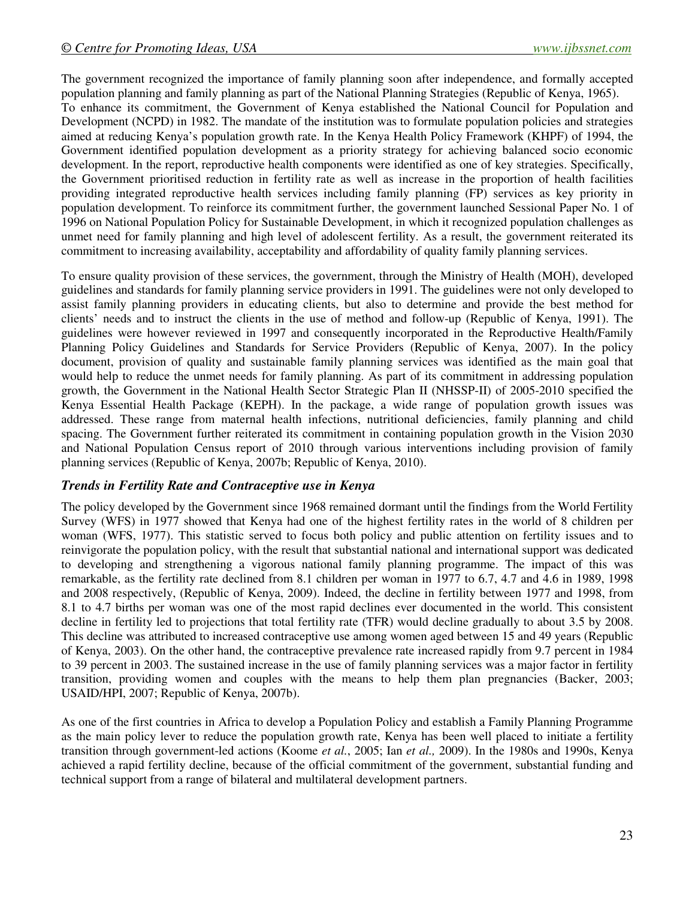The government recognized the importance of family planning soon after independence, and formally accepted population planning and family planning as part of the National Planning Strategies (Republic of Kenya, 1965). To enhance its commitment, the Government of Kenya established the National Council for Population and Development (NCPD) in 1982. The mandate of the institution was to formulate population policies and strategies aimed at reducing Kenya's population growth rate. In the Kenya Health Policy Framework (KHPF) of 1994, the Government identified population development as a priority strategy for achieving balanced socio economic development. In the report, reproductive health components were identified as one of key strategies. Specifically, the Government prioritised reduction in fertility rate as well as increase in the proportion of health facilities providing integrated reproductive health services including family planning (FP) services as key priority in population development. To reinforce its commitment further, the government launched Sessional Paper No. 1 of 1996 on National Population Policy for Sustainable Development, in which it recognized population challenges as unmet need for family planning and high level of adolescent fertility. As a result, the government reiterated its commitment to increasing availability, acceptability and affordability of quality family planning services.

To ensure quality provision of these services, the government, through the Ministry of Health (MOH), developed guidelines and standards for family planning service providers in 1991. The guidelines were not only developed to assist family planning providers in educating clients, but also to determine and provide the best method for clients' needs and to instruct the clients in the use of method and follow-up (Republic of Kenya, 1991). The guidelines were however reviewed in 1997 and consequently incorporated in the Reproductive Health/Family Planning Policy Guidelines and Standards for Service Providers (Republic of Kenya, 2007). In the policy document, provision of quality and sustainable family planning services was identified as the main goal that would help to reduce the unmet needs for family planning. As part of its commitment in addressing population growth, the Government in the National Health Sector Strategic Plan II (NHSSP-II) of 2005-2010 specified the Kenya Essential Health Package (KEPH). In the package, a wide range of population growth issues was addressed. These range from maternal health infections, nutritional deficiencies, family planning and child spacing. The Government further reiterated its commitment in containing population growth in the Vision 2030 and National Population Census report of 2010 through various interventions including provision of family planning services (Republic of Kenya, 2007b; Republic of Kenya, 2010).

### *Trends in Fertility Rate and Contraceptive use in Kenya*

The policy developed by the Government since 1968 remained dormant until the findings from the World Fertility Survey (WFS) in 1977 showed that Kenya had one of the highest fertility rates in the world of 8 children per woman (WFS, 1977). This statistic served to focus both policy and public attention on fertility issues and to reinvigorate the population policy, with the result that substantial national and international support was dedicated to developing and strengthening a vigorous national family planning programme. The impact of this was remarkable, as the fertility rate declined from 8.1 children per woman in 1977 to 6.7, 4.7 and 4.6 in 1989, 1998 and 2008 respectively, (Republic of Kenya, 2009). Indeed, the decline in fertility between 1977 and 1998, from 8.1 to 4.7 births per woman was one of the most rapid declines ever documented in the world. This consistent decline in fertility led to projections that total fertility rate (TFR) would decline gradually to about 3.5 by 2008. This decline was attributed to increased contraceptive use among women aged between 15 and 49 years (Republic of Kenya, 2003). On the other hand, the contraceptive prevalence rate increased rapidly from 9.7 percent in 1984 to 39 percent in 2003. The sustained increase in the use of family planning services was a major factor in fertility transition, providing women and couples with the means to help them plan pregnancies (Backer, 2003; USAID/HPI, 2007; Republic of Kenya, 2007b).

As one of the first countries in Africa to develop a Population Policy and establish a Family Planning Programme as the main policy lever to reduce the population growth rate, Kenya has been well placed to initiate a fertility transition through government-led actions (Koome *et al.*, 2005; Ian *et al.,* 2009). In the 1980s and 1990s, Kenya achieved a rapid fertility decline, because of the official commitment of the government, substantial funding and technical support from a range of bilateral and multilateral development partners.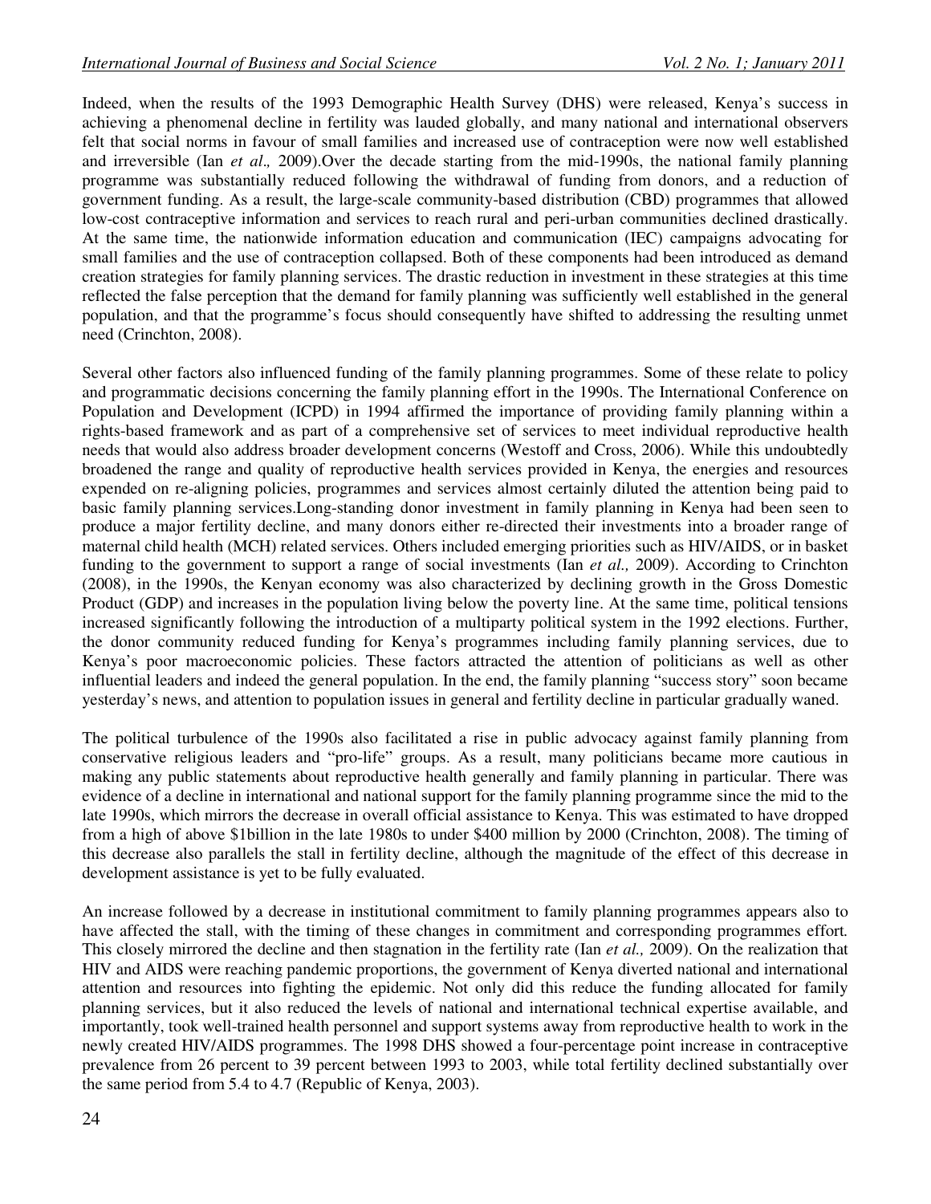Indeed, when the results of the 1993 Demographic Health Survey (DHS) were released, Kenya's success in achieving a phenomenal decline in fertility was lauded globally, and many national and international observers felt that social norms in favour of small families and increased use of contraception were now well established and irreversible (Ian *et al*., 2009).Over the decade starting from the mid-1990s, the national family planning programme was substantially reduced following the withdrawal of funding from donors, and a reduction of government funding. As a result, the large-scale community-based distribution (CBD) programmes that allowed low-cost contraceptive information and services to reach rural and peri-urban communities declined drastically. At the same time, the nationwide information education and communication (IEC) campaigns advocating for small families and the use of contraception collapsed. Both of these components had been introduced as demand creation strategies for family planning services. The drastic reduction in investment in these strategies at this time reflected the false perception that the demand for family planning was sufficiently well established in the general population, and that the programme's focus should consequently have shifted to addressing the resulting unmet need (Crinchton, 2008).

Several other factors also influenced funding of the family planning programmes. Some of these relate to policy and programmatic decisions concerning the family planning effort in the 1990s. The International Conference on Population and Development (ICPD) in 1994 affirmed the importance of providing family planning within a rights-based framework and as part of a comprehensive set of services to meet individual reproductive health needs that would also address broader development concerns (Westoff and Cross, 2006). While this undoubtedly broadened the range and quality of reproductive health services provided in Kenya, the energies and resources expended on re-aligning policies, programmes and services almost certainly diluted the attention being paid to basic family planning services.Long-standing donor investment in family planning in Kenya had been seen to produce a major fertility decline, and many donors either re-directed their investments into a broader range of maternal child health (MCH) related services. Others included emerging priorities such as HIV/AIDS, or in basket funding to the government to support a range of social investments (Ian *et al.,* 2009). According to Crinchton (2008), in the 1990s, the Kenyan economy was also characterized by declining growth in the Gross Domestic Product (GDP) and increases in the population living below the poverty line. At the same time, political tensions increased significantly following the introduction of a multiparty political system in the 1992 elections. Further, the donor community reduced funding for Kenya's programmes including family planning services, due to Kenya's poor macroeconomic policies. These factors attracted the attention of politicians as well as other influential leaders and indeed the general population. In the end, the family planning "success story" soon became yesterday's news, and attention to population issues in general and fertility decline in particular gradually waned.

The political turbulence of the 1990s also facilitated a rise in public advocacy against family planning from conservative religious leaders and "pro-life" groups. As a result, many politicians became more cautious in making any public statements about reproductive health generally and family planning in particular. There was evidence of a decline in international and national support for the family planning programme since the mid to the late 1990s, which mirrors the decrease in overall official assistance to Kenya. This was estimated to have dropped from a high of above $1billion in the late 1980s to under $400 million by 2000 (Crinchton, 2008). The timing of this decrease also parallels the stall in fertility decline, although the magnitude of the effect of this decrease in development assistance is yet to be fully evaluated.

An increase followed by a decrease in institutional commitment to family planning programmes appears also to have affected the stall, with the timing of these changes in commitment and corresponding programmes effort. This closely mirrored the decline and then stagnation in the fertility rate (Ian *et al.,* 2009). On the realization that HIV and AIDS were reaching pandemic proportions, the government of Kenya diverted national and international attention and resources into fighting the epidemic. Not only did this reduce the funding allocated for family planning services, but it also reduced the levels of national and international technical expertise available, and importantly, took well-trained health personnel and support systems away from reproductive health to work in the newly created HIV/AIDS programmes. The 1998 DHS showed a four-percentage point increase in contraceptive prevalence from 26 percent to 39 percent between 1993 to 2003, while total fertility declined substantially over the same period from 5.4 to 4.7 (Republic of Kenya, 2003).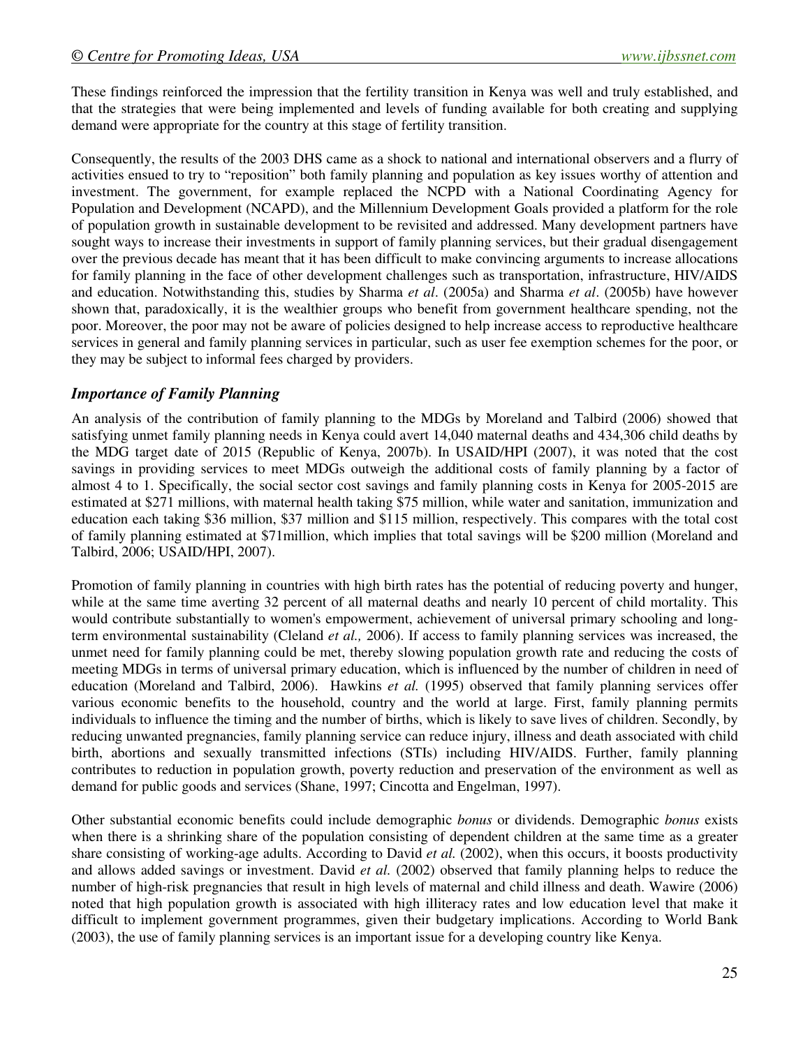These findings reinforced the impression that the fertility transition in Kenya was well and truly established, and that the strategies that were being implemented and levels of funding available for both creating and supplying demand were appropriate for the country at this stage of fertility transition.

Consequently, the results of the 2003 DHS came as a shock to national and international observers and a flurry of activities ensued to try to "reposition" both family planning and population as key issues worthy of attention and investment. The government, for example replaced the NCPD with a National Coordinating Agency for Population and Development (NCAPD), and the Millennium Development Goals provided a platform for the role of population growth in sustainable development to be revisited and addressed. Many development partners have sought ways to increase their investments in support of family planning services, but their gradual disengagement over the previous decade has meant that it has been difficult to make convincing arguments to increase allocations for family planning in the face of other development challenges such as transportation, infrastructure, HIV/AIDS and education. Notwithstanding this, studies by Sharma *et al*. (2005a) and Sharma *et al*. (2005b) have however shown that, paradoxically, it is the wealthier groups who benefit from government healthcare spending, not the poor. Moreover, the poor may not be aware of policies designed to help increase access to reproductive healthcare services in general and family planning services in particular, such as user fee exemption schemes for the poor, or they may be subject to informal fees charged by providers.

### *Importance of Family Planning*

An analysis of the contribution of family planning to the MDGs by Moreland and Talbird (2006) showed that satisfying unmet family planning needs in Kenya could avert 14,040 maternal deaths and 434,306 child deaths by the MDG target date of 2015 (Republic of Kenya, 2007b). In USAID/HPI (2007), it was noted that the cost savings in providing services to meet MDGs outweigh the additional costs of family planning by a factor of almost 4 to 1. Specifically, the social sector cost savings and family planning costs in Kenya for 2005-2015 are estimated at \$271 millions, with maternal health taking \$75 million, while water and sanitation, immunization and education each taking \$36 million, \$37 million and \$115 million, respectively. This compares with the total cost of family planning estimated at \$71million, which implies that total savings will be \$200 million (Moreland and Talbird, 2006; USAID/HPI, 2007).

Promotion of family planning in countries with high birth rates has the potential of reducing poverty and hunger, while at the same time averting 32 percent of all maternal deaths and nearly 10 percent of child mortality. This would contribute substantially to women's empowerment, achievement of universal primary schooling and long-term environmental sustainability (Cleland *et al.,* 2006). If access to family planning services was increased, the unmet need for family planning could be met, thereby slowing population growth rate and reducing the costs of meeting MDGs in terms of universal primary education, which is influenced by the number of children in need of education (Moreland and Talbird, 2006). Hawkins *et al.* (1995) observed that family planning services offer various economic benefits to the household, country and the world at large. First, family planning permits individuals to influence the timing and the number of births, which is likely to save lives of children. Secondly, by reducing unwanted pregnancies, family planning service can reduce injury, illness and death associated with child birth, abortions and sexually transmitted infections (STIs) including HIV/AIDS. Further, family planning contributes to reduction in population growth, poverty reduction and preservation of the environment as well as demand for public goods and services (Shane, 1997; Cincotta and Engelman, 1997).

Other substantial economic benefits could include demographic *bonus* or dividends. Demographic *bonus* exists when there is a shrinking share of the population consisting of dependent children at the same time as a greater share consisting of working-age adults. According to David *et al.* (2002), when this occurs, it boosts productivity and allows added savings or investment. David *et al.* (2002) observed that family planning helps to reduce the number of high-risk pregnancies that result in high levels of maternal and child illness and death. Wawire (2006) noted that high population growth is associated with high illiteracy rates and low education level that make it difficult to implement government programmes, given their budgetary implications. According to World Bank (2003), the use of family planning services is an important issue for a developing country like Kenya.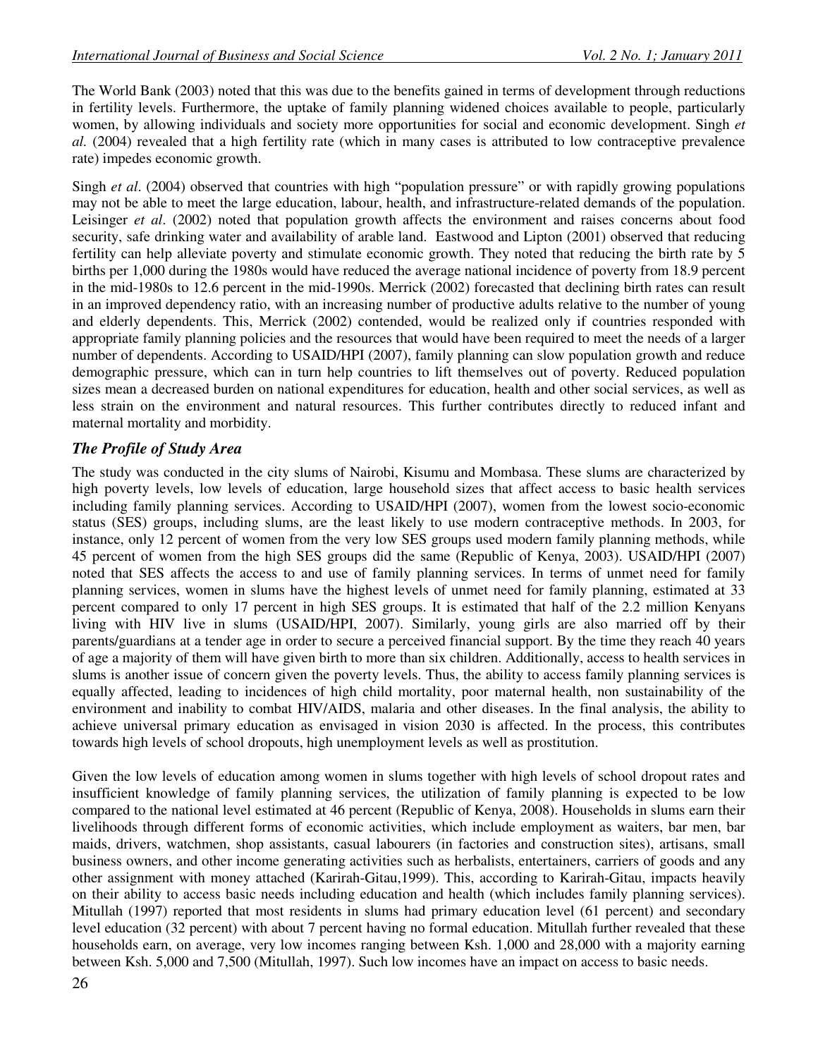The World Bank (2003) noted that this was due to the benefits gained in terms of development through reductions in fertility levels. Furthermore, the uptake of family planning widened choices available to people, particularly women, by allowing individuals and society more opportunities for social and economic development. Singh *et al.* (2004) revealed that a high fertility rate (which in many cases is attributed to low contraceptive prevalence rate) impedes economic growth.

Singh *et al*. (2004) observed that countries with high "population pressure" or with rapidly growing populations may not be able to meet the large education, labour, health, and infrastructure-related demands of the population. Leisinger *et al*. (2002) noted that population growth affects the environment and raises concerns about food security, safe drinking water and availability of arable land. Eastwood and Lipton (2001) observed that reducing fertility can help alleviate poverty and stimulate economic growth. They noted that reducing the birth rate by 5 births per 1,000 during the 1980s would have reduced the average national incidence of poverty from 18.9 percent in the mid-1980s to 12.6 percent in the mid-1990s. Merrick (2002) forecasted that declining birth rates can result in an improved dependency ratio, with an increasing number of productive adults relative to the number of young and elderly dependents. This, Merrick (2002) contended, would be realized only if countries responded with appropriate family planning policies and the resources that would have been required to meet the needs of a larger number of dependents. According to USAID/HPI (2007), family planning can slow population growth and reduce demographic pressure, which can in turn help countries to lift themselves out of poverty. Reduced population sizes mean a decreased burden on national expenditures for education, health and other social services, as well as less strain on the environment and natural resources. This further contributes directly to reduced infant and maternal mortality and morbidity.

### *The Profile of Study Area*

The study was conducted in the city slums of Nairobi, Kisumu and Mombasa. These slums are characterized by high poverty levels, low levels of education, large household sizes that affect access to basic health services including family planning services. According to USAID/HPI (2007), women from the lowest socio-economic status (SES) groups, including slums, are the least likely to use modern contraceptive methods. In 2003, for instance, only 12 percent of women from the very low SES groups used modern family planning methods, while 45 percent of women from the high SES groups did the same (Republic of Kenya, 2003). USAID/HPI (2007) noted that SES affects the access to and use of family planning services. In terms of unmet need for family planning services, women in slums have the highest levels of unmet need for family planning, estimated at 33 percent compared to only 17 percent in high SES groups. It is estimated that half of the 2.2 million Kenyans living with HIV live in slums (USAID/HPI, 2007). Similarly, young girls are also married off by their parents/guardians at a tender age in order to secure a perceived financial support. By the time they reach 40 years of age a majority of them will have given birth to more than six children. Additionally, access to health services in slums is another issue of concern given the poverty levels. Thus, the ability to access family planning services is equally affected, leading to incidences of high child mortality, poor maternal health, non sustainability of the environment and inability to combat HIV/AIDS, malaria and other diseases. In the final analysis, the ability to achieve universal primary education as envisaged in vision 2030 is affected. In the process, this contributes towards high levels of school dropouts, high unemployment levels as well as prostitution.

Given the low levels of education among women in slums together with high levels of school dropout rates and insufficient knowledge of family planning services, the utilization of family planning is expected to be low compared to the national level estimated at 46 percent (Republic of Kenya, 2008). Households in slums earn their livelihoods through different forms of economic activities, which include employment as waiters, bar men, bar maids, drivers, watchmen, shop assistants, casual labourers (in factories and construction sites), artisans, small business owners, and other income generating activities such as herbalists, entertainers, carriers of goods and any other assignment with money attached (Karirah-Gitau,1999). This, according to Karirah-Gitau, impacts heavily on their ability to access basic needs including education and health (which includes family planning services). Mitullah (1997) reported that most residents in slums had primary education level (61 percent) and secondary level education (32 percent) with about 7 percent having no formal education. Mitullah further revealed that these households earn, on average, very low incomes ranging between Ksh. 1,000 and 28,000 with a majority earning between Ksh. 5,000 and 7,500 (Mitullah, 1997). Such low incomes have an impact on access to basic needs.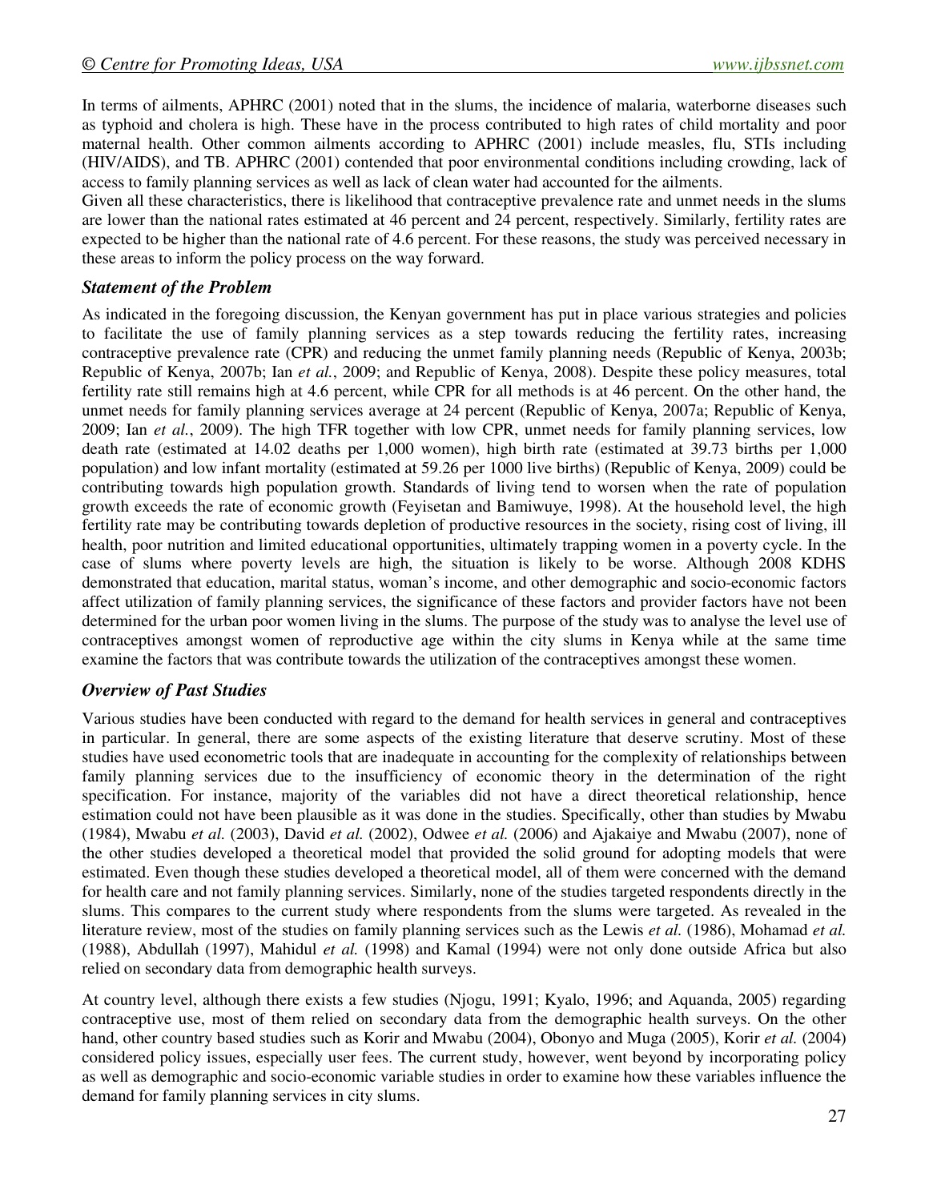In terms of ailments, APHRC (2001) noted that in the slums, the incidence of malaria, waterborne diseases such as typhoid and cholera is high. These have in the process contributed to high rates of child mortality and poor maternal health. Other common ailments according to APHRC (2001) include measles, flu, STIs including (HIV/AIDS), and TB. APHRC (2001) contended that poor environmental conditions including crowding, lack of access to family planning services as well as lack of clean water had accounted for the ailments.

Given all these characteristics, there is likelihood that contraceptive prevalence rate and unmet needs in the slums are lower than the national rates estimated at 46 percent and 24 percent, respectively. Similarly, fertility rates are expected to be higher than the national rate of 4.6 percent. For these reasons, the study was perceived necessary in these areas to inform the policy process on the way forward.

### *Statement of the Problem*

As indicated in the foregoing discussion, the Kenyan government has put in place various strategies and policies to facilitate the use of family planning services as a step towards reducing the fertility rates, increasing contraceptive prevalence rate (CPR) and reducing the unmet family planning needs (Republic of Kenya, 2003b; Republic of Kenya, 2007b; Ian *et al.*, 2009; and Republic of Kenya, 2008). Despite these policy measures, total fertility rate still remains high at 4.6 percent, while CPR for all methods is at 46 percent. On the other hand, the unmet needs for family planning services average at 24 percent (Republic of Kenya, 2007a; Republic of Kenya, 2009; Ian *et al.*, 2009). The high TFR together with low CPR, unmet needs for family planning services, low death rate (estimated at 14.02 deaths per 1,000 women), high birth rate (estimated at 39.73 births per 1,000 population) and low infant mortality (estimated at 59.26 per 1000 live births) (Republic of Kenya, 2009) could be contributing towards high population growth. Standards of living tend to worsen when the rate of population growth exceeds the rate of economic growth (Feyisetan and Bamiwuye, 1998). At the household level, the high fertility rate may be contributing towards depletion of productive resources in the society, rising cost of living, ill health, poor nutrition and limited educational opportunities, ultimately trapping women in a poverty cycle. In the case of slums where poverty levels are high, the situation is likely to be worse. Although 2008 KDHS demonstrated that education, marital status, woman's income, and other demographic and socio-economic factors affect utilization of family planning services, the significance of these factors and provider factors have not been determined for the urban poor women living in the slums. The purpose of the study was to analyse the level use of contraceptives amongst women of reproductive age within the city slums in Kenya while at the same time examine the factors that was contribute towards the utilization of the contraceptives amongst these women.

### *Overview of Past Studies*

Various studies have been conducted with regard to the demand for health services in general and contraceptives in particular. In general, there are some aspects of the existing literature that deserve scrutiny. Most of these studies have used econometric tools that are inadequate in accounting for the complexity of relationships between family planning services due to the insufficiency of economic theory in the determination of the right specification. For instance, majority of the variables did not have a direct theoretical relationship, hence estimation could not have been plausible as it was done in the studies. Specifically, other than studies by Mwabu (1984), Mwabu *et al.* (2003), David *et al.* (2002), Odwee *et al.* (2006) and Ajakaiye and Mwabu (2007), none of the other studies developed a theoretical model that provided the solid ground for adopting models that were estimated. Even though these studies developed a theoretical model, all of them were concerned with the demand for health care and not family planning services. Similarly, none of the studies targeted respondents directly in the slums. This compares to the current study where respondents from the slums were targeted. As revealed in the literature review, most of the studies on family planning services such as the Lewis *et al.* (1986), Mohamad *et al.* (1988), Abdullah (1997), Mahidul *et al.* (1998) and Kamal (1994) were not only done outside Africa but also relied on secondary data from demographic health surveys.

At country level, although there exists a few studies (Njogu, 1991; Kyalo, 1996; and Aquanda, 2005) regarding contraceptive use, most of them relied on secondary data from the demographic health surveys. On the other hand, other country based studies such as Korir and Mwabu (2004), Obonyo and Muga (2005), Korir *et al.* (2004) considered policy issues, especially user fees. The current study, however, went beyond by incorporating policy as well as demographic and socio-economic variable studies in order to examine how these variables influence the demand for family planning services in city slums.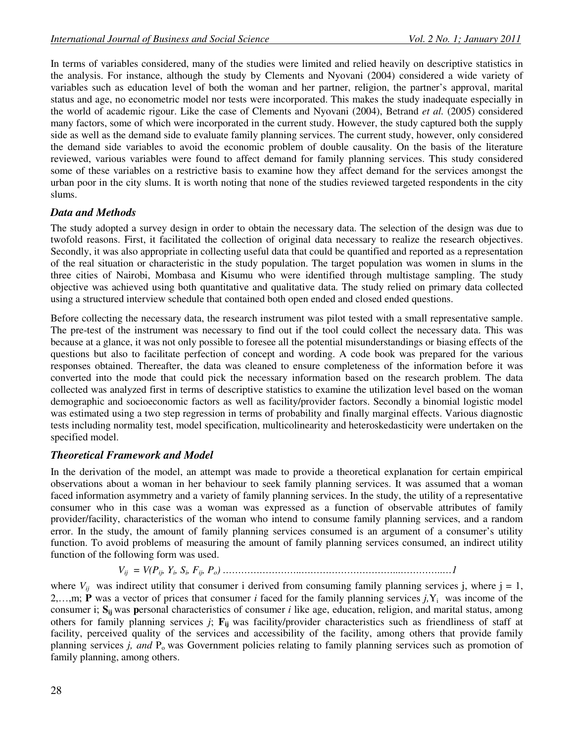In terms of variables considered, many of the studies were limited and relied heavily on descriptive statistics in the analysis. For instance, although the study by Clements and Nyovani (2004) considered a wide variety of variables such as education level of both the woman and her partner, religion, the partner's approval, marital status and age, no econometric model nor tests were incorporated. This makes the study inadequate especially in the world of academic rigour. Like the case of Clements and Nyovani (2004), Betrand *et al.* (2005) considered many factors, some of which were incorporated in the current study. However, the study captured both the supply side as well as the demand side to evaluate family planning services. The current study, however, only considered the demand side variables to avoid the economic problem of double causality. On the basis of the literature reviewed, various variables were found to affect demand for family planning services. This study considered some of these variables on a restrictive basis to examine how they affect demand for the services amongst the urban poor in the city slums. It is worth noting that none of the studies reviewed targeted respondents in the city slums.

## *Data and Methods*

The study adopted a survey design in order to obtain the necessary data. The selection of the design was due to twofold reasons. First, it facilitated the collection of original data necessary to realize the research objectives. Secondly, it was also appropriate in collecting useful data that could be quantified and reported as a representation of the real situation or characteristic in the study population. The target population was women in slums in the three cities of Nairobi, Mombasa and Kisumu who were identified through multistage sampling. The study objective was achieved using both quantitative and qualitative data. The study relied on primary data collected using a structured interview schedule that contained both open ended and closed ended questions.

Before collecting the necessary data, the research instrument was pilot tested with a small representative sample. The pre-test of the instrument was necessary to find out if the tool could collect the necessary data. This was because at a glance, it was not only possible to foresee all the potential misunderstandings or biasing effects of the questions but also to facilitate perfection of concept and wording. A code book was prepared for the various responses obtained. Thereafter, the data was cleaned to ensure completeness of the information before it was converted into the mode that could pick the necessary information based on the research problem. The data collected was analyzed first in terms of descriptive statistics to examine the utilization level based on the woman demographic and socioeconomic factors as well as facility/provider factors. Secondly a binomial logistic model was estimated using a two step regression in terms of probability and finally marginal effects. Various diagnostic tests including normality test, model specification, multicolinearity and heteroskedasticity were undertaken on the specified model.

## *Theoretical Framework and Model*

In the derivation of the model, an attempt was made to provide a theoretical explanation for certain empirical observations about a woman in her behaviour to seek family planning services. It was assumed that a woman faced information asymmetry and a variety of family planning services. In the study, the utility of a representative consumer who in this case was a woman was expressed as a function of observable attributes of family provider/facility, characteristics of the woman who intend to consume family planning services, and a random error. In the study, the amount of family planning services consumed is an argument of a consumer's utility function. To avoid problems of measuring the amount of family planning services consumed, an indirect utility function of the following form was used.

$$V_{ij} = V(P_{ij}, Y_i, S_i, F_{ij}, P_o) \quad \ldots\ldots 1$$

where $V_{ij}$ was indirect utility that consumer i derived from consuming family planning services j, where j = 1, 2,…,m; $\mathbf{P}$ was a vector of prices that consumer *i* faced for the family planning services *j,* $Y_i$ was income of the consumer i; $\mathbf{S_{ij}}$ was **p**ersonal characteristics of consumer *i* like age, education, religion, and marital status, among others for family planning services *j*; $\mathbf{F_{ij}}$ was facility/provider characteristics such as friendliness of staff at facility, perceived quality of the services and accessibility of the facility, among others that provide family planning services *j, and* $P_o$ was Government policies relating to family planning services such as promotion of family planning, among others.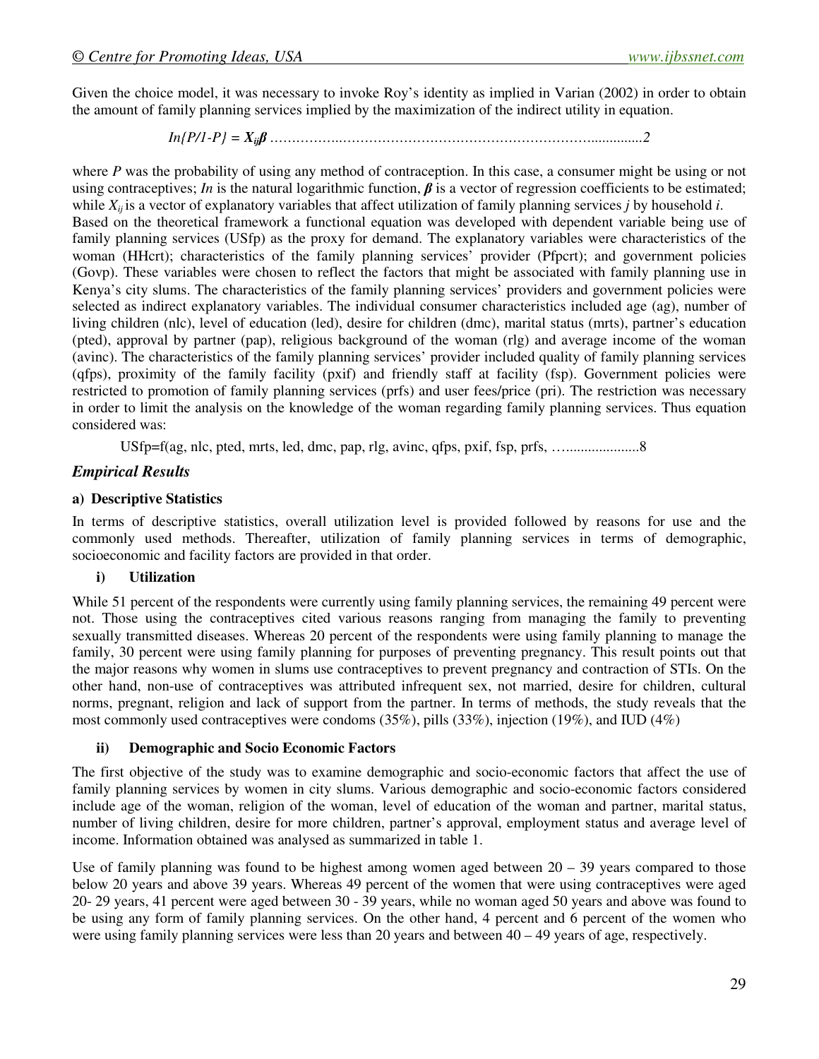Given the choice model, it was necessary to invoke Roy's identity as implied in Varian (2002) in order to obtain the amount of family planning services implied by the maximization of the indirect utility in equation.

$$In\{P/1\text{-}P\} = X_{ij}\beta \quad \ldots\ldots\ldots\ldots\ldots 2$$

where *P* was the probability of using any method of contraception. In this case, a consumer might be using or not using contraceptives; *In* is the natural logarithmic function, $\beta$ is a vector of regression coefficients to be estimated; while $X_{ij}$ is a vector of explanatory variables that affect utilization of family planning services *j* by household *i*.

Based on the theoretical framework a functional equation was developed with dependent variable being use of family planning services (USfp) as the proxy for demand. The explanatory variables were characteristics of the woman (HHcrt); characteristics of the family planning services' provider (Pfpcrt); and government policies (Govp). These variables were chosen to reflect the factors that might be associated with family planning use in Kenya's city slums. The characteristics of the family planning services' providers and government policies were selected as indirect explanatory variables. The individual consumer characteristics included age (ag), number of living children (nlc), level of education (led), desire for children (dmc), marital status (mrts), partner's education (pted), approval by partner (pap), religious background of the woman (rlg) and average income of the woman (avinc). The characteristics of the family planning services' provider included quality of family planning services (qfps), proximity of the family facility (pxif) and friendly staff at facility (fsp). Government policies were restricted to promotion of family planning services (prfs) and user fees/price (pri). The restriction was necessary in order to limit the analysis on the knowledge of the woman regarding family planning services. Thus equation considered was:

USfp=f(ag, nlc, pted, mrts, led, dmc, pap, rlg, avinc, qfps, pxif, fsp, prfs, ….....................8

## *Empirical Results*

### a) Descriptive Statistics

In terms of descriptive statistics, overall utilization level is provided followed by reasons for use and the commonly used methods. Thereafter, utilization of family planning services in terms of demographic, socioeconomic and facility factors are provided in that order.

#### i) Utilization

While 51 percent of the respondents were currently using family planning services, the remaining 49 percent were not. Those using the contraceptives cited various reasons ranging from managing the family to preventing sexually transmitted diseases. Whereas 20 percent of the respondents were using family planning to manage the family, 30 percent were using family planning for purposes of preventing pregnancy. This result points out that the major reasons why women in slums use contraceptives to prevent pregnancy and contraction of STIs. On the other hand, non-use of contraceptives was attributed infrequent sex, not married, desire for children, cultural norms, pregnant, religion and lack of support from the partner. In terms of methods, the study reveals that the most commonly used contraceptives were condoms (35%), pills (33%), injection (19%), and IUD (4%)

#### ii) Demographic and Socio Economic Factors

The first objective of the study was to examine demographic and socio-economic factors that affect the use of family planning services by women in city slums. Various demographic and socio-economic factors considered include age of the woman, religion of the woman, level of education of the woman and partner, marital status, number of living children, desire for more children, partner's approval, employment status and average level of income. Information obtained was analysed as summarized in table 1.

Use of family planning was found to be highest among women aged between 20 – 39 years compared to those below 20 years and above 39 years. Whereas 49 percent of the women that were using contraceptives were aged 20- 29 years, 41 percent were aged between 30 - 39 years, while no woman aged 50 years and above was found to be using any form of family planning services. On the other hand, 4 percent and 6 percent of the women who were using family planning services were less than 20 years and between 40 – 49 years of age, respectively.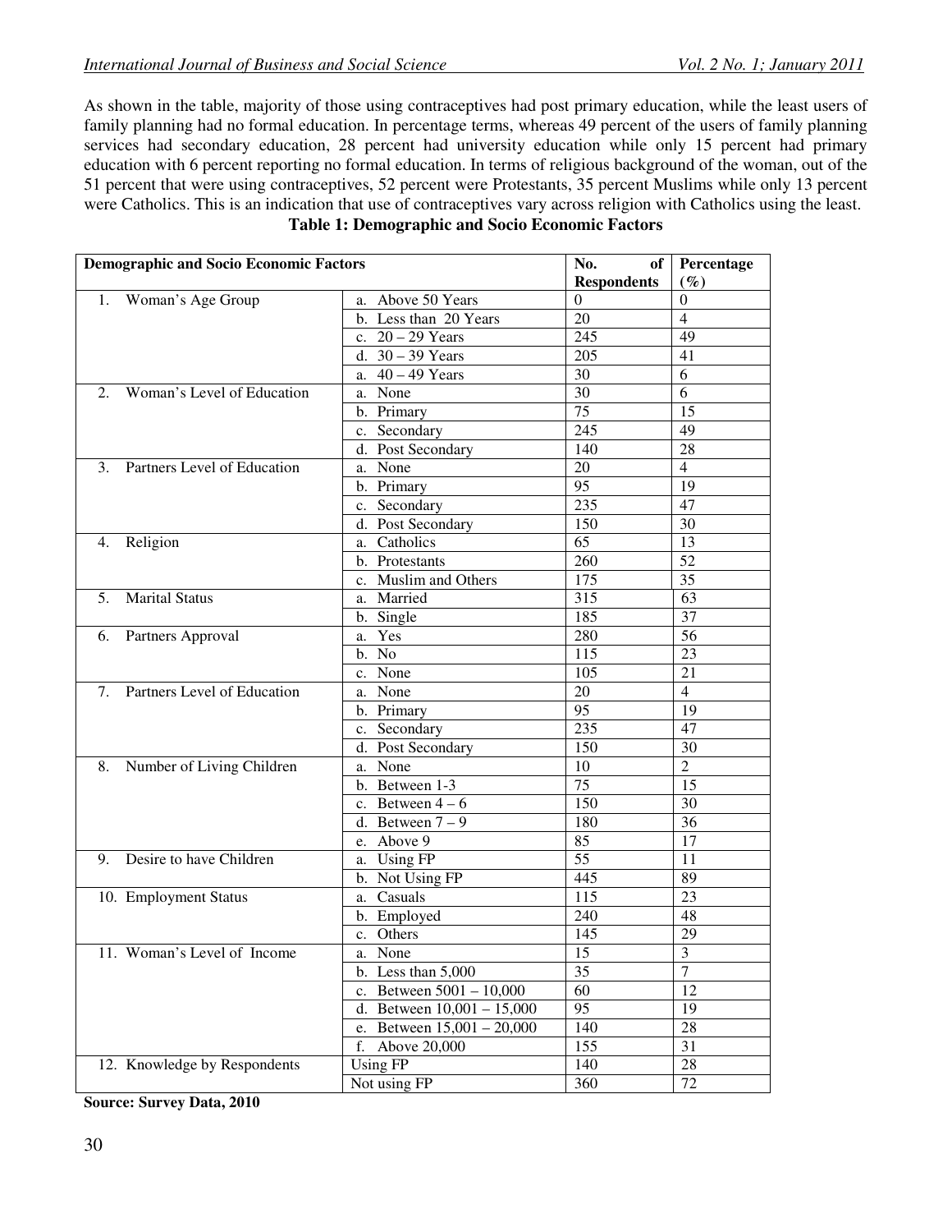As shown in the table, majority of those using contraceptives had post primary education, while the least users of family planning had no formal education. In percentage terms, whereas 49 percent of the users of family planning services had secondary education, 28 percent had university education while only 15 percent had primary education with 6 percent reporting no formal education. In terms of religious background of the woman, out of the 51 percent that were using contraceptives, 52 percent were Protestants, 35 percent Muslims while only 13 percent were Catholics. This is an indication that use of contraceptives vary across religion with Catholics using the least.

**Table 1: Demographic and Socio Economic Factors**

| Demographic and Socio Economic Factors | | No. of Respondents | Percentage (%) |
|---|---|---|---|
| 1. Woman's Age Group | a. Above 50 Years | 0 | 0 |
| | b. Less than 20 Years | 20 | 4 |
| | c. 20 – 29 Years | 245 | 49 |
| | d. 30 – 39 Years | 205 | 41 |
| | a. 40 – 49 Years | 30 | 6 |
| 2. Woman's Level of Education | a. None | 30 | 6 |
| | b. Primary | 75 | 15 |
| | c. Secondary | 245 | 49 |
| | d. Post Secondary | 140 | 28 |
| 3. Partners Level of Education | a. None | 20 | 4 |
| | b. Primary | 95 | 19 |
| | c. Secondary | 235 | 47 |
| | d. Post Secondary | 150 | 30 |
| 4. Religion | a. Catholics | 65 | 13 |
| | b. Protestants | 260 | 52 |
| | c. Muslim and Others | 175 | 35 |
| 5. Marital Status | a. Married | 315 | 63 |
| | b. Single | 185 | 37 |
| 6. Partners Approval | a. Yes | 280 | 56 |
| | b. No | 115 | 23 |
| | c. None | 105 | 21 |
| 7. Partners Level of Education | a. None | 20 | 4 |
| | b. Primary | 95 | 19 |
| | c. Secondary | 235 | 47 |
| | d. Post Secondary | 150 | 30 |
| 8. Number of Living Children | a. None | 10 | 2 |
| | b. Between 1-3 | 75 | 15 |
| | c. Between 4 – 6 | 150 | 30 |
| | d. Between 7 – 9 | 180 | 36 |
| | e. Above 9 | 85 | 17 |
| 9. Desire to have Children | a. Using FP | 55 | 11 |
| | b. Not Using FP | 445 | 89 |
| 10. Employment Status | a. Casuals | 115 | 23 |
| | b. Employed | 240 | 48 |
| | c. Others | 145 | 29 |
| 11. Woman's Level of Income | a. None | 15 | 3 |
| | b. Less than 5,000 | 35 | 7 |
| | c. Between 5001 – 10,000 | 60 | 12 |
| | d. Between 10,001 – 15,000 | 95 | 19 |
| | e. Between 15,001 – 20,000 | 140 | 28 |
| | f. Above 20,000 | 155 | 31 |
| 12. Knowledge by Respondents | Using FP | 140 | 28 |
| | Not using FP | 360 | 72 |

**Source: Survey Data, 2010**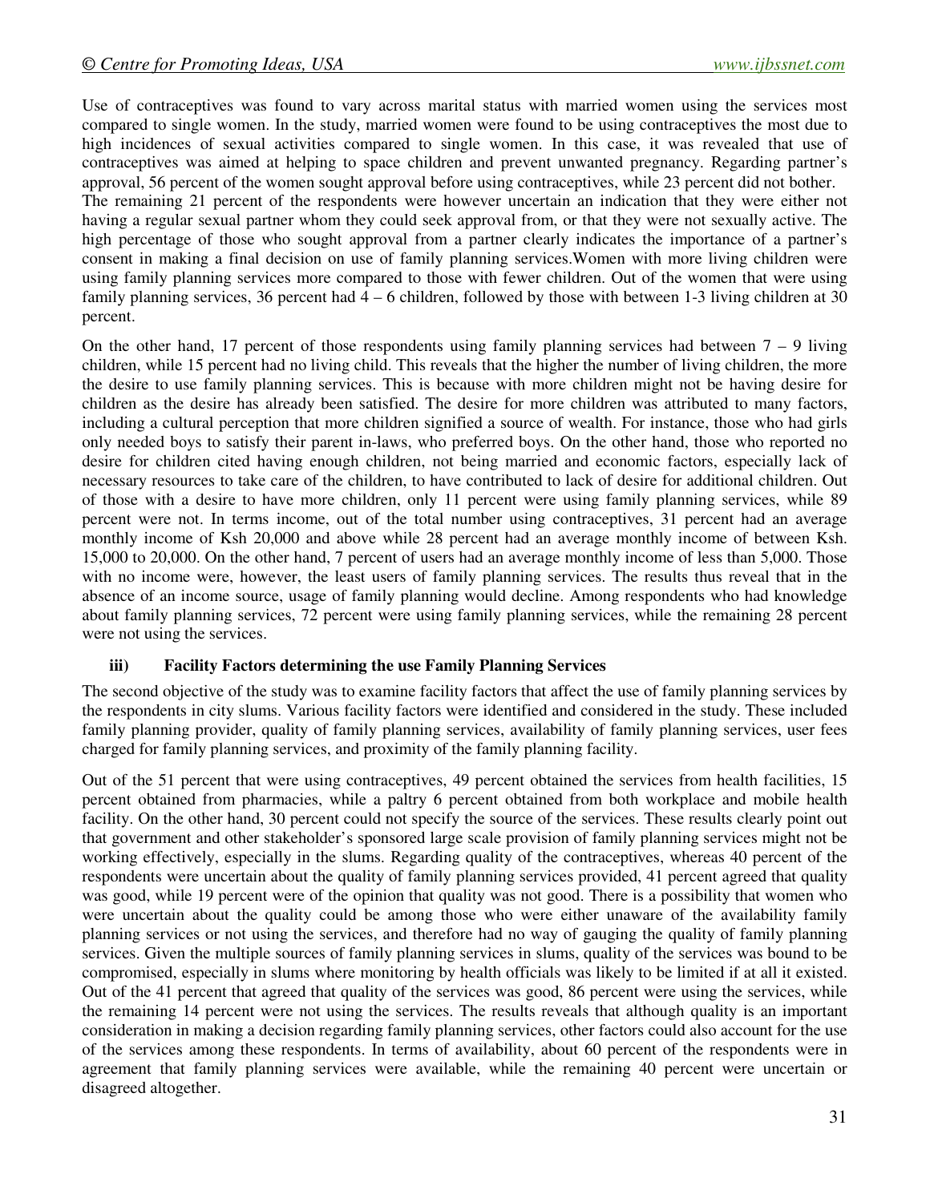Use of contraceptives was found to vary across marital status with married women using the services most compared to single women. In the study, married women were found to be using contraceptives the most due to high incidences of sexual activities compared to single women. In this case, it was revealed that use of contraceptives was aimed at helping to space children and prevent unwanted pregnancy. Regarding partner's approval, 56 percent of the women sought approval before using contraceptives, while 23 percent did not bother. The remaining 21 percent of the respondents were however uncertain an indication that they were either not having a regular sexual partner whom they could seek approval from, or that they were not sexually active. The high percentage of those who sought approval from a partner clearly indicates the importance of a partner's consent in making a final decision on use of family planning services.Women with more living children were using family planning services more compared to those with fewer children. Out of the women that were using family planning services, 36 percent had 4 – 6 children, followed by those with between 1-3 living children at 30 percent.

On the other hand, 17 percent of those respondents using family planning services had between 7 – 9 living children, while 15 percent had no living child. This reveals that the higher the number of living children, the more the desire to use family planning services. This is because with more children might not be having desire for children as the desire has already been satisfied. The desire for more children was attributed to many factors, including a cultural perception that more children signified a source of wealth. For instance, those who had girls only needed boys to satisfy their parent in-laws, who preferred boys. On the other hand, those who reported no desire for children cited having enough children, not being married and economic factors, especially lack of necessary resources to take care of the children, to have contributed to lack of desire for additional children. Out of those with a desire to have more children, only 11 percent were using family planning services, while 89 percent were not. In terms income, out of the total number using contraceptives, 31 percent had an average monthly income of Ksh 20,000 and above while 28 percent had an average monthly income of between Ksh. 15,000 to 20,000. On the other hand, 7 percent of users had an average monthly income of less than 5,000. Those with no income were, however, the least users of family planning services. The results thus reveal that in the absence of an income source, usage of family planning would decline. Among respondents who had knowledge about family planning services, 72 percent were using family planning services, while the remaining 28 percent were not using the services.

### iii) Facility Factors determining the use Family Planning Services

The second objective of the study was to examine facility factors that affect the use of family planning services by the respondents in city slums. Various facility factors were identified and considered in the study. These included family planning provider, quality of family planning services, availability of family planning services, user fees charged for family planning services, and proximity of the family planning facility.

Out of the 51 percent that were using contraceptives, 49 percent obtained the services from health facilities, 15 percent obtained from pharmacies, while a paltry 6 percent obtained from both workplace and mobile health facility. On the other hand, 30 percent could not specify the source of the services. These results clearly point out that government and other stakeholder's sponsored large scale provision of family planning services might not be working effectively, especially in the slums. Regarding quality of the contraceptives, whereas 40 percent of the respondents were uncertain about the quality of family planning services provided, 41 percent agreed that quality was good, while 19 percent were of the opinion that quality was not good. There is a possibility that women who were uncertain about the quality could be among those who were either unaware of the availability family planning services or not using the services, and therefore had no way of gauging the quality of family planning services. Given the multiple sources of family planning services in slums, quality of the services was bound to be compromised, especially in slums where monitoring by health officials was likely to be limited if at all it existed. Out of the 41 percent that agreed that quality of the services was good, 86 percent were using the services, while the remaining 14 percent were not using the services. The results reveals that although quality is an important consideration in making a decision regarding family planning services, other factors could also account for the use of the services among these respondents. In terms of availability, about 60 percent of the respondents were in agreement that family planning services were available, while the remaining 40 percent were uncertain or disagreed altogether.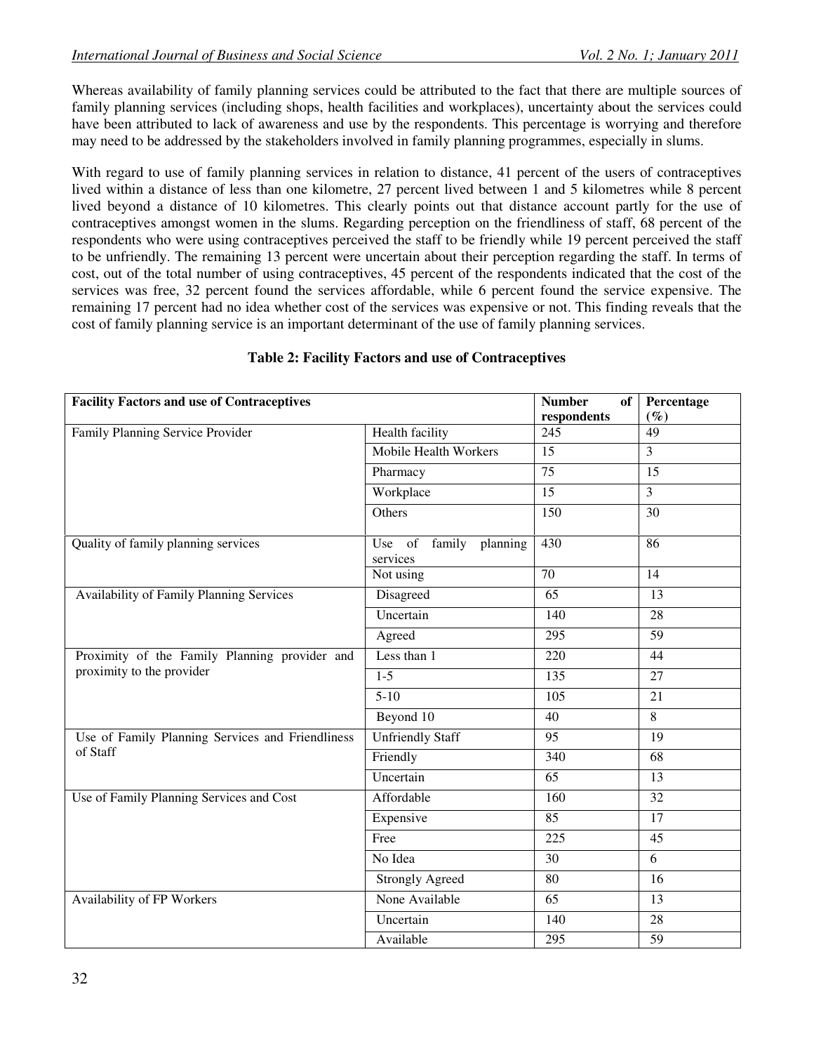Whereas availability of family planning services could be attributed to the fact that there are multiple sources of family planning services (including shops, health facilities and workplaces), uncertainty about the services could have been attributed to lack of awareness and use by the respondents. This percentage is worrying and therefore may need to be addressed by the stakeholders involved in family planning programmes, especially in slums.

With regard to use of family planning services in relation to distance, 41 percent of the users of contraceptives lived within a distance of less than one kilometre, 27 percent lived between 1 and 5 kilometres while 8 percent lived beyond a distance of 10 kilometres. This clearly points out that distance account partly for the use of contraceptives amongst women in the slums. Regarding perception on the friendliness of staff, 68 percent of the respondents who were using contraceptives perceived the staff to be friendly while 19 percent perceived the staff to be unfriendly. The remaining 13 percent were uncertain about their perception regarding the staff. In terms of cost, out of the total number of using contraceptives, 45 percent of the respondents indicated that the cost of the services was free, 32 percent found the services affordable, while 6 percent found the service expensive. The remaining 17 percent had no idea whether cost of the services was expensive or not. This finding reveals that the cost of family planning service is an important determinant of the use of family planning services.

**Table 2: Facility Factors and use of Contraceptives**

| Facility Factors and use of Contraceptives | | Number of respondents | Percentage (%) |
|---|---|---|---|
| Family Planning Service Provider | Health facility | 245 | 49 |
| | Mobile Health Workers | 15 | 3 |
| | Pharmacy | 75 | 15 |
| | Workplace | 15 | 3 |
| | Others | 150 | 30 |
| Quality of family planning services | Use of family planning services | 430 | 86 |
| | Not using | 70 | 14 |
| Availability of Family Planning Services | Disagreed | 65 | 13 |
| | Uncertain | 140 | 28 |
| | Agreed | 295 | 59 |
| Proximity of the Family Planning provider and proximity to the provider | Less than 1 | 220 | 44 |
| | 1-5 | 135 | 27 |
| | 5-10 | 105 | 21 |
| | Beyond 10 | 40 | 8 |
| Use of Family Planning Services and Friendliness of Staff | Unfriendly Staff | 95 | 19 |
| | Friendly | 340 | 68 |
| | Uncertain | 65 | 13 |
| Use of Family Planning Services and Cost | Affordable | 160 | 32 |
| | Expensive | 85 | 17 |
| | Free | 225 | 45 |
| | No Idea | 30 | 6 |
| | Strongly Agreed | 80 | 16 |
| Availability of FP Workers | None Available | 65 | 13 |
| | Uncertain | 140 | 28 |
| | Available | 295 | 59 |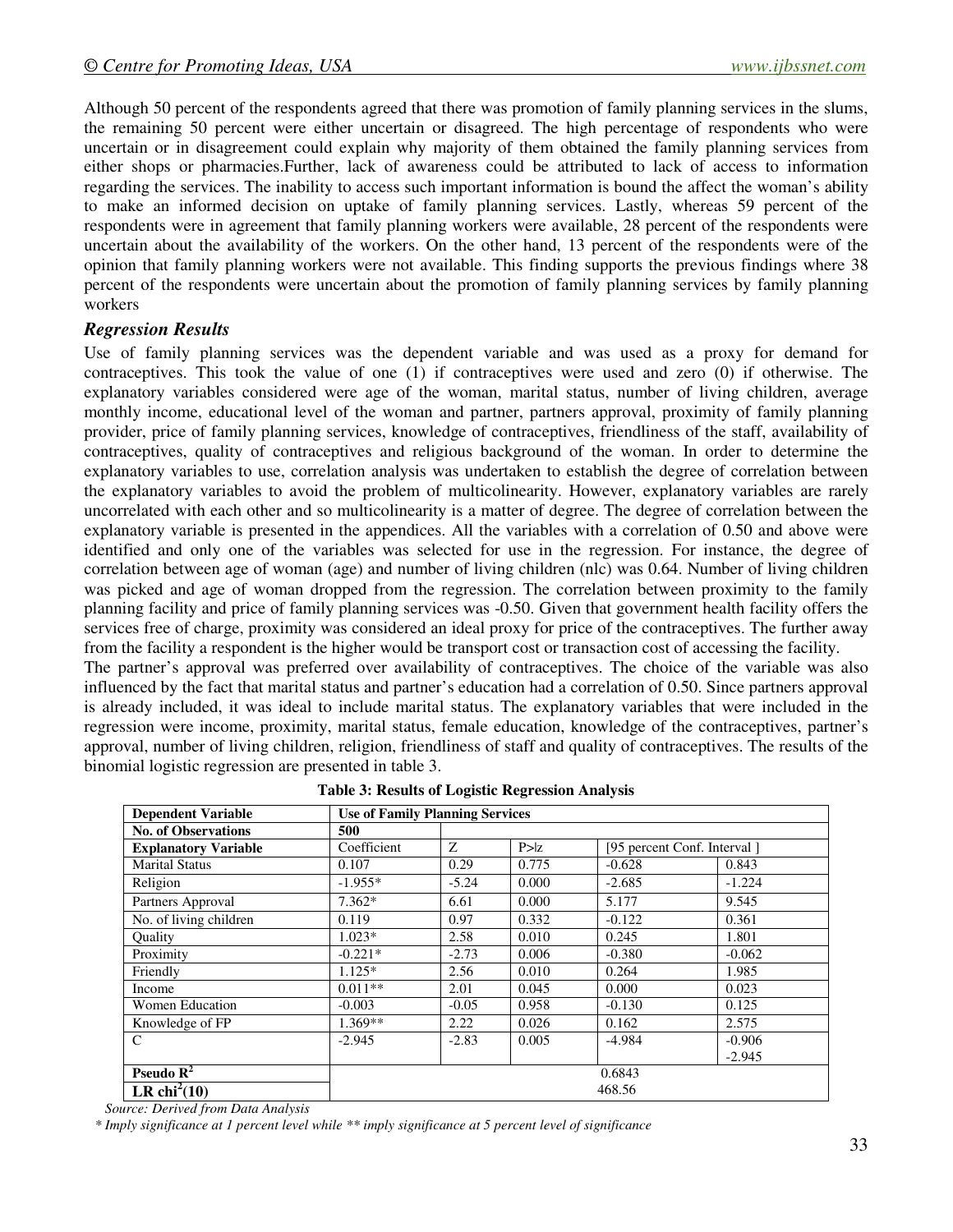Although 50 percent of the respondents agreed that there was promotion of family planning services in the slums, the remaining 50 percent were either uncertain or disagreed. The high percentage of respondents who were uncertain or in disagreement could explain why majority of them obtained the family planning services from either shops or pharmacies.Further, lack of awareness could be attributed to lack of access to information regarding the services. The inability to access such important information is bound the affect the woman's ability to make an informed decision on uptake of family planning services. Lastly, whereas 59 percent of the respondents were in agreement that family planning workers were available, 28 percent of the respondents were uncertain about the availability of the workers. On the other hand, 13 percent of the respondents were of the opinion that family planning workers were not available. This finding supports the previous findings where 38 percent of the respondents were uncertain about the promotion of family planning services by family planning workers

### *Regression Results*

Use of family planning services was the dependent variable and was used as a proxy for demand for contraceptives. This took the value of one (1) if contraceptives were used and zero (0) if otherwise. The explanatory variables considered were age of the woman, marital status, number of living children, average monthly income, educational level of the woman and partner, partners approval, proximity of family planning provider, price of family planning services, knowledge of contraceptives, friendliness of the staff, availability of contraceptives, quality of contraceptives and religious background of the woman. In order to determine the explanatory variables to use, correlation analysis was undertaken to establish the degree of correlation between the explanatory variables to avoid the problem of multicolinearity. However, explanatory variables are rarely uncorrelated with each other and so multicolinearity is a matter of degree. The degree of correlation between the explanatory variable is presented in the appendices. All the variables with a correlation of 0.50 and above were identified and only one of the variables was selected for use in the regression. For instance, the degree of correlation between age of woman (age) and number of living children (nlc) was 0.64. Number of living children was picked and age of woman dropped from the regression. The correlation between proximity to the family planning facility and price of family planning services was -0.50. Given that government health facility offers the services free of charge, proximity was considered an ideal proxy for price of the contraceptives. The further away from the facility a respondent is the higher would be transport cost or transaction cost of accessing the facility.

The partner's approval was preferred over availability of contraceptives. The choice of the variable was also influenced by the fact that marital status and partner's education had a correlation of 0.50. Since partners approval is already included, it was ideal to include marital status. The explanatory variables that were included in the regression were income, proximity, marital status, female education, knowledge of the contraceptives, partner's approval, number of living children, religion, friendliness of staff and quality of contraceptives. The results of the binomial logistic regression are presented in table 3.

**Table 3: Results of Logistic Regression Analysis**

| **Dependent Variable** | **Use of Family Planning Services** | | | | |
|---|---|---|---|---|---|
| **No. of Observations** | **500** | | | | |
| **Explanatory Variable** | Coefficient | Z | P>\|z | [95 percent Conf. Interval ] | |
| Marital Status | 0.107 | 0.29 | 0.775 | -0.628 | 0.843 |
| Religion | -1.955* | -5.24 | 0.000 | -2.685 | -1.224 |
| Partners Approval | 7.362* | 6.61 | 0.000 | 5.177 | 9.545 |
| No. of living children | 0.119 | 0.97 | 0.332 | -0.122 | 0.361 |
| Quality | 1.023* | 2.58 | 0.010 | 0.245 | 1.801 |
| Proximity | -0.221* | -2.73 | 0.006 | -0.380 | -0.062 |
| Friendly | 1.125* | 2.56 | 0.010 | 0.264 | 1.985 |
| Income | 0.011** | 2.01 | 0.045 | 0.000 | 0.023 |
| Women Education | -0.003 | -0.05 | 0.958 | -0.130 | 0.125 |
| Knowledge of FP | 1.369** | 2.22 | 0.026 | 0.162 | 2.575 |
| C | -2.945 | -2.83 | 0.005 | -4.984 | -0.906 -2.945 |
| **Pseudo $R^2$** | 0.6843 | | | | |
| **LR $chi^2(10)$** | 468.56 | | | | |

*Source: Derived from Data Analysis*

*\* Imply significance at 1 percent level while \*\* imply significance at 5 percent level of significance*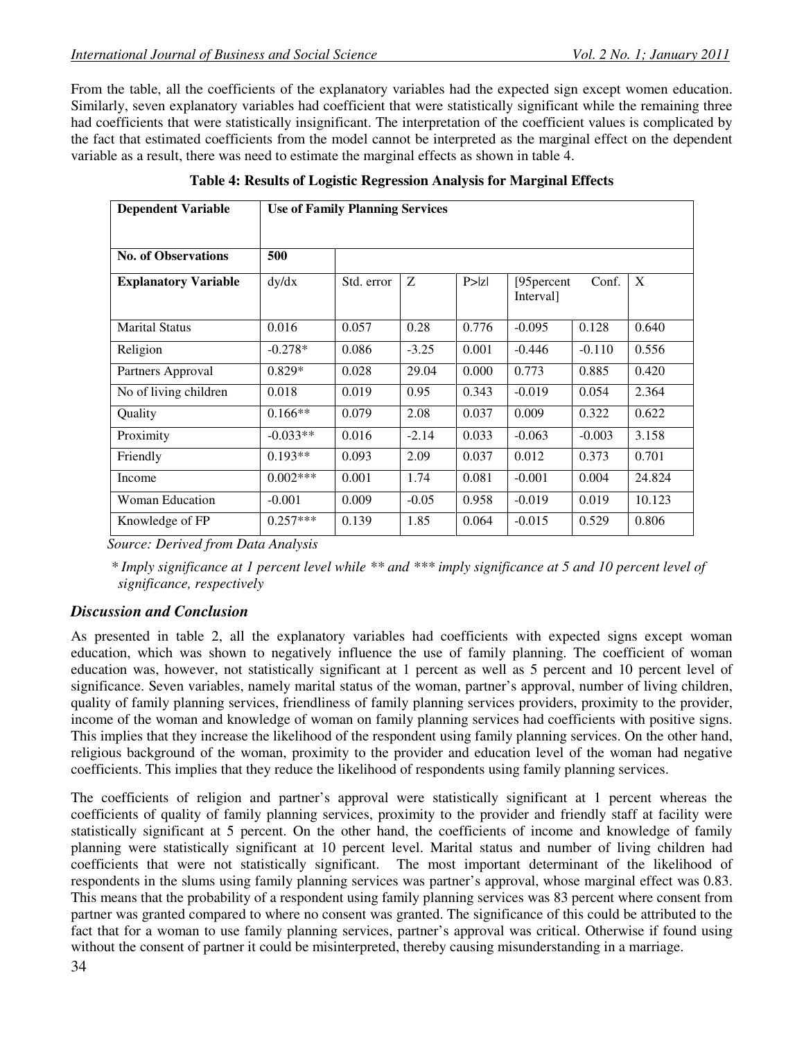From the table, all the coefficients of the explanatory variables had the expected sign except women education. Similarly, seven explanatory variables had coefficient that were statistically significant while the remaining three had coefficients that were statistically insignificant. The interpretation of the coefficient values is complicated by the fact that estimated coefficients from the model cannot be interpreted as the marginal effect on the dependent variable as a result, there was need to estimate the marginal effects as shown in table 4.

**Table 4: Results of Logistic Regression Analysis for Marginal Effects**

| **Dependent Variable** | **Use of Family Planning Services** | | | | | | |
|---|---|---|---|---|---|---|---|
| **No. of Observations** | **500** | | | | | | |
| **Explanatory Variable** | dy/dx | Std. error | Z | P>\|z\| | [95percent Conf. Interval] | | X |
| Marital Status | 0.016 | 0.057 | 0.28 | 0.776 | -0.095 | 0.128 | 0.640 |
| Religion | -0.278* | 0.086 | -3.25 | 0.001 | -0.446 | -0.110 | 0.556 |
| Partners Approval | 0.829* | 0.028 | 29.04 | 0.000 | 0.773 | 0.885 | 0.420 |
| No of living children | 0.018 | 0.019 | 0.95 | 0.343 | -0.019 | 0.054 | 2.364 |
| Quality | 0.166** | 0.079 | 2.08 | 0.037 | 0.009 | 0.322 | 0.622 |
| Proximity | -0.033** | 0.016 | -2.14 | 0.033 | -0.063 | -0.003 | 3.158 |
| Friendly | 0.193** | 0.093 | 2.09 | 0.037 | 0.012 | 0.373 | 0.701 |
| Income | 0.002*** | 0.001 | 1.74 | 0.081 | -0.001 | 0.004 | 24.824 |
| Woman Education | -0.001 | 0.009 | -0.05 | 0.958 | -0.019 | 0.019 | 10.123 |
| Knowledge of FP | 0.257*** | 0.139 | 1.85 | 0.064 | -0.015 | 0.529 | 0.806 |

*Source: Derived from Data Analysis*

*\* Imply significance at 1 percent level while \*\* and \*\*\* imply significance at 5 and 10 percent level of significance, respectively*

### *Discussion and Conclusion*

As presented in table 2, all the explanatory variables had coefficients with expected signs except woman education, which was shown to negatively influence the use of family planning. The coefficient of woman education was, however, not statistically significant at 1 percent as well as 5 percent and 10 percent level of significance. Seven variables, namely marital status of the woman, partner's approval, number of living children, quality of family planning services, friendliness of family planning services providers, proximity to the provider, income of the woman and knowledge of woman on family planning services had coefficients with positive signs. This implies that they increase the likelihood of the respondent using family planning services. On the other hand, religious background of the woman, proximity to the provider and education level of the woman had negative coefficients. This implies that they reduce the likelihood of respondents using family planning services.

The coefficients of religion and partner's approval were statistically significant at 1 percent whereas the coefficients of quality of family planning services, proximity to the provider and friendly staff at facility were statistically significant at 5 percent. On the other hand, the coefficients of income and knowledge of family planning were statistically significant at 10 percent level. Marital status and number of living children had coefficients that were not statistically significant. The most important determinant of the likelihood of respondents in the slums using family planning services was partner's approval, whose marginal effect was 0.83. This means that the probability of a respondent using family planning services was 83 percent where consent from partner was granted compared to where no consent was granted. The significance of this could be attributed to the fact that for a woman to use family planning services, partner's approval was critical. Otherwise if found using without the consent of partner it could be misinterpreted, thereby causing misunderstanding in a marriage.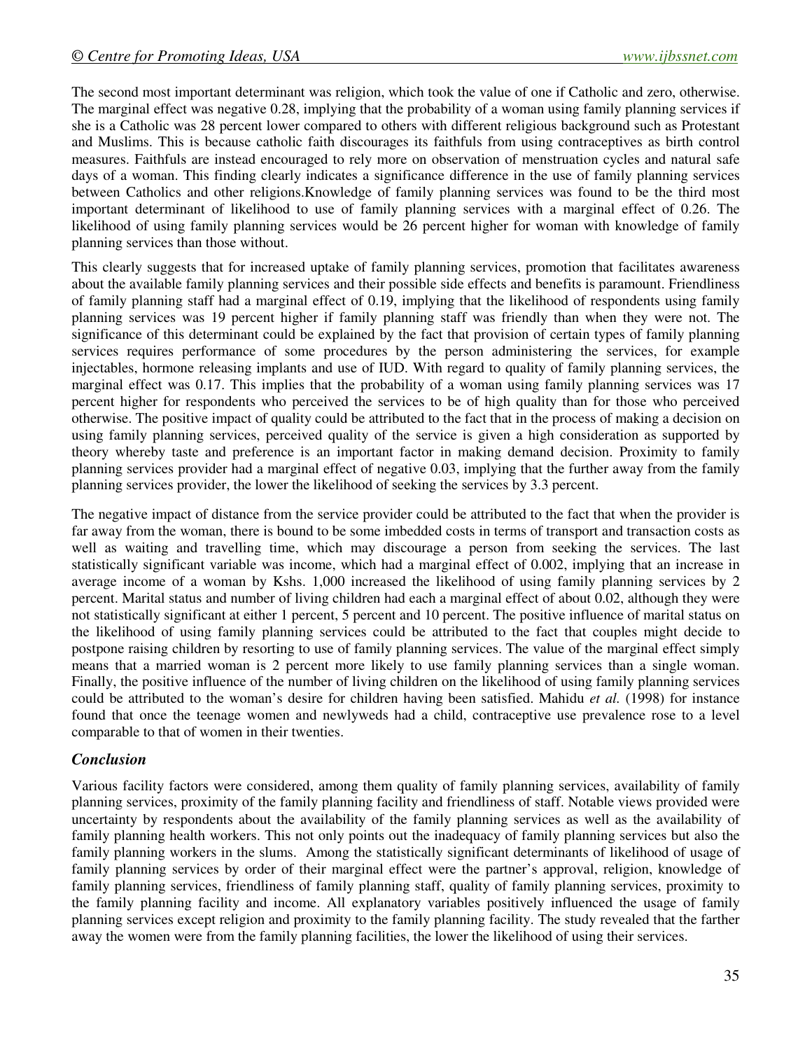The second most important determinant was religion, which took the value of one if Catholic and zero, otherwise. The marginal effect was negative 0.28, implying that the probability of a woman using family planning services if she is a Catholic was 28 percent lower compared to others with different religious background such as Protestant and Muslims. This is because catholic faith discourages its faithfuls from using contraceptives as birth control measures. Faithfuls are instead encouraged to rely more on observation of menstruation cycles and natural safe days of a woman. This finding clearly indicates a significance difference in the use of family planning services between Catholics and other religions.Knowledge of family planning services was found to be the third most important determinant of likelihood to use of family planning services with a marginal effect of 0.26. The likelihood of using family planning services would be 26 percent higher for woman with knowledge of family planning services than those without.

This clearly suggests that for increased uptake of family planning services, promotion that facilitates awareness about the available family planning services and their possible side effects and benefits is paramount. Friendliness of family planning staff had a marginal effect of 0.19, implying that the likelihood of respondents using family planning services was 19 percent higher if family planning staff was friendly than when they were not. The significance of this determinant could be explained by the fact that provision of certain types of family planning services requires performance of some procedures by the person administering the services, for example injectables, hormone releasing implants and use of IUD. With regard to quality of family planning services, the marginal effect was 0.17. This implies that the probability of a woman using family planning services was 17 percent higher for respondents who perceived the services to be of high quality than for those who perceived otherwise. The positive impact of quality could be attributed to the fact that in the process of making a decision on using family planning services, perceived quality of the service is given a high consideration as supported by theory whereby taste and preference is an important factor in making demand decision. Proximity to family planning services provider had a marginal effect of negative 0.03, implying that the further away from the family planning services provider, the lower the likelihood of seeking the services by 3.3 percent.

The negative impact of distance from the service provider could be attributed to the fact that when the provider is far away from the woman, there is bound to be some imbedded costs in terms of transport and transaction costs as well as waiting and travelling time, which may discourage a person from seeking the services. The last statistically significant variable was income, which had a marginal effect of 0.002, implying that an increase in average income of a woman by Kshs. 1,000 increased the likelihood of using family planning services by 2 percent. Marital status and number of living children had each a marginal effect of about 0.02, although they were not statistically significant at either 1 percent, 5 percent and 10 percent. The positive influence of marital status on the likelihood of using family planning services could be attributed to the fact that couples might decide to postpone raising children by resorting to use of family planning services. The value of the marginal effect simply means that a married woman is 2 percent more likely to use family planning services than a single woman. Finally, the positive influence of the number of living children on the likelihood of using family planning services could be attributed to the woman's desire for children having been satisfied. Mahidu *et al.* (1998) for instance found that once the teenage women and newlyweds had a child, contraceptive use prevalence rose to a level comparable to that of women in their twenties.

### *Conclusion*

Various facility factors were considered, among them quality of family planning services, availability of family planning services, proximity of the family planning facility and friendliness of staff. Notable views provided were uncertainty by respondents about the availability of the family planning services as well as the availability of family planning health workers. This not only points out the inadequacy of family planning services but also the family planning workers in the slums. Among the statistically significant determinants of likelihood of usage of family planning services by order of their marginal effect were the partner's approval, religion, knowledge of family planning services, friendliness of family planning staff, quality of family planning services, proximity to the family planning facility and income. All explanatory variables positively influenced the usage of family planning services except religion and proximity to the family planning facility. The study revealed that the farther away the women were from the family planning facilities, the lower the likelihood of using their services.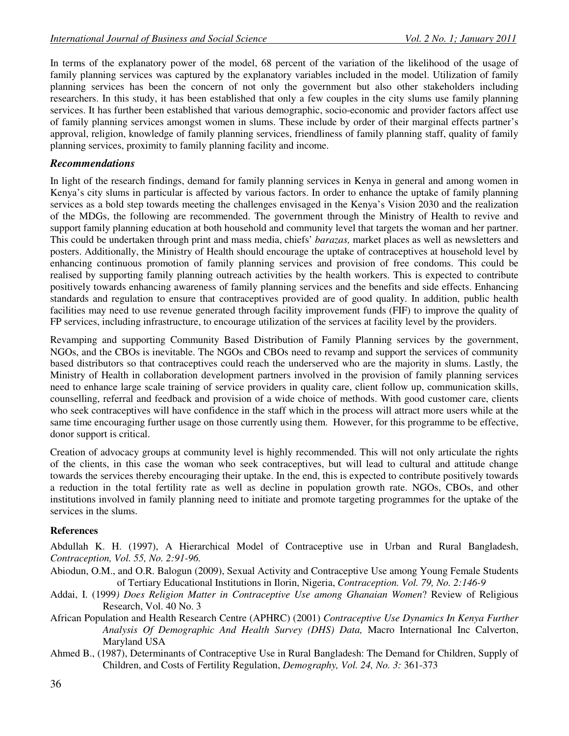In terms of the explanatory power of the model, 68 percent of the variation of the likelihood of the usage of family planning services was captured by the explanatory variables included in the model. Utilization of family planning services has been the concern of not only the government but also other stakeholders including researchers. In this study, it has been established that only a few couples in the city slums use family planning services. It has further been established that various demographic, socio-economic and provider factors affect use of family planning services amongst women in slums. These include by order of their marginal effects partner's approval, religion, knowledge of family planning services, friendliness of family planning staff, quality of family planning services, proximity to family planning facility and income.

### *Recommendations*

In light of the research findings, demand for family planning services in Kenya in general and among women in Kenya's city slums in particular is affected by various factors. In order to enhance the uptake of family planning services as a bold step towards meeting the challenges envisaged in the Kenya's Vision 2030 and the realization of the MDGs, the following are recommended. The government through the Ministry of Health to revive and support family planning education at both household and community level that targets the woman and her partner. This could be undertaken through print and mass media, chiefs' *barazas,* market places as well as newsletters and posters. Additionally, the Ministry of Health should encourage the uptake of contraceptives at household level by enhancing continuous promotion of family planning services and provision of free condoms. This could be realised by supporting family planning outreach activities by the health workers. This is expected to contribute positively towards enhancing awareness of family planning services and the benefits and side effects. Enhancing standards and regulation to ensure that contraceptives provided are of good quality. In addition, public health facilities may need to use revenue generated through facility improvement funds (FIF) to improve the quality of FP services, including infrastructure, to encourage utilization of the services at facility level by the providers.

Revamping and supporting Community Based Distribution of Family Planning services by the government, NGOs, and the CBOs is inevitable. The NGOs and CBOs need to revamp and support the services of community based distributors so that contraceptives could reach the underserved who are the majority in slums. Lastly, the Ministry of Health in collaboration development partners involved in the provision of family planning services need to enhance large scale training of service providers in quality care, client follow up, communication skills, counselling, referral and feedback and provision of a wide choice of methods. With good customer care, clients who seek contraceptives will have confidence in the staff which in the process will attract more users while at the same time encouraging further usage on those currently using them. However, for this programme to be effective, donor support is critical.

Creation of advocacy groups at community level is highly recommended. This will not only articulate the rights of the clients, in this case the woman who seek contraceptives, but will lead to cultural and attitude change towards the services thereby encouraging their uptake. In the end, this is expected to contribute positively towards a reduction in the total fertility rate as well as decline in population growth rate. NGOs, CBOs, and other institutions involved in family planning need to initiate and promote targeting programmes for the uptake of the services in the slums.

### References

Abdullah K. H. (1997), A Hierarchical Model of Contraceptive use in Urban and Rural Bangladesh, *Contraception, Vol. 55, No. 2:91-96.*

Abiodun, O.M., and O.R. Balogun (2009), Sexual Activity and Contraceptive Use among Young Female Students of Tertiary Educational Institutions in Ilorin, Nigeria, *Contraception. Vol. 79, No. 2:146-9*

Addai, I. (1999*) Does Religion Matter in Contraceptive Use among Ghanaian Women*? Review of Religious Research, Vol. 40 No. 3

African Population and Health Research Centre (APHRC) (2001) *Contraceptive Use Dynamics In Kenya Further Analysis Of Demographic And Health Survey (DHS) Data,* Macro International Inc Calverton, Maryland USA

Ahmed B., (1987), Determinants of Contraceptive Use in Rural Bangladesh: The Demand for Children, Supply of Children, and Costs of Fertility Regulation, *Demography, Vol. 24, No. 3:* 361-373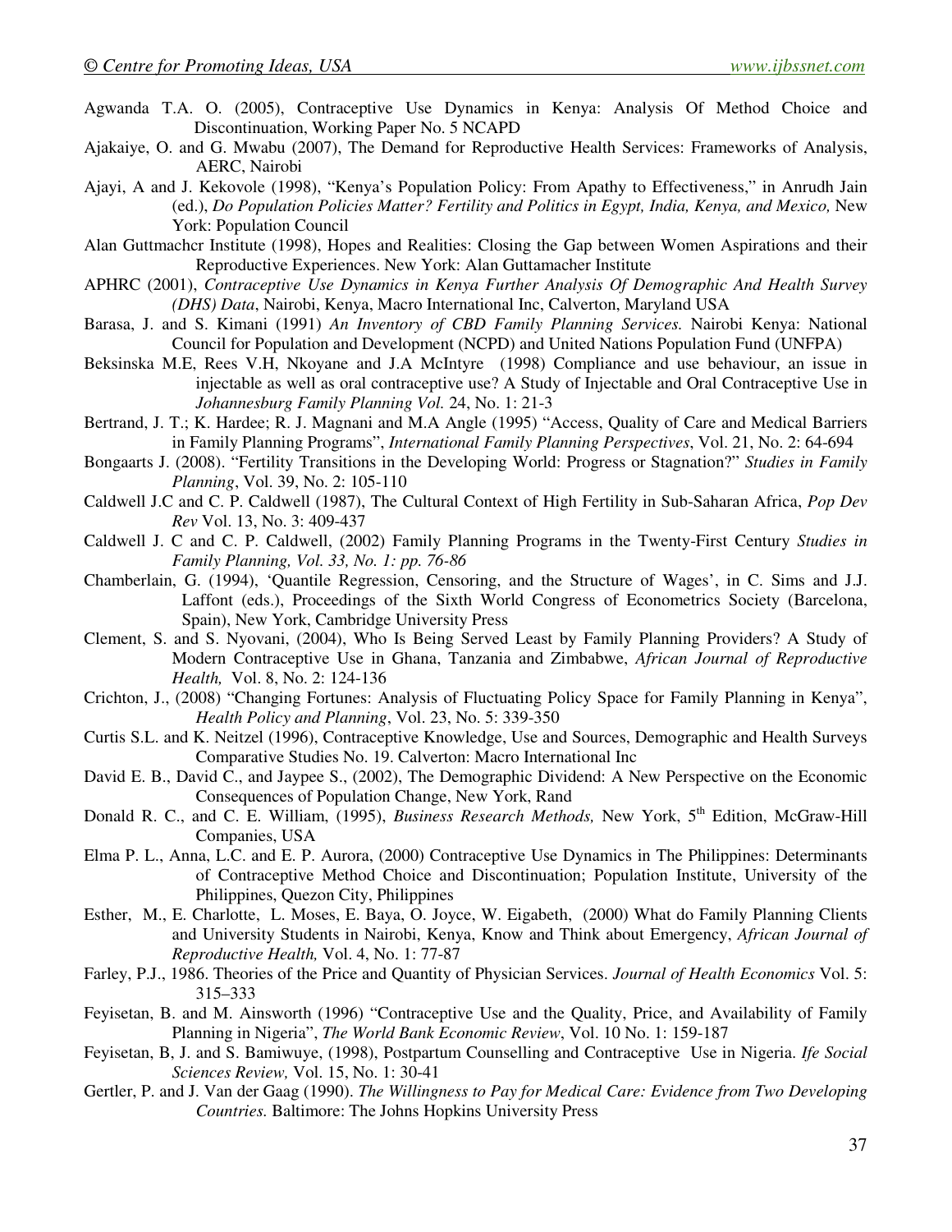Agwanda T.A. O. (2005), Contraceptive Use Dynamics in Kenya: Analysis Of Method Choice and Discontinuation, Working Paper No. 5 NCAPD

Ajakaiye, O. and G. Mwabu (2007), The Demand for Reproductive Health Services: Frameworks of Analysis, AERC, Nairobi

Ajayi, A and J. Kekovole (1998), "Kenya's Population Policy: From Apathy to Effectiveness," in Anrudh Jain (ed.), *Do Population Policies Matter? Fertility and Politics in Egypt, India, Kenya, and Mexico,* New York: Population Council

Alan Guttmachcr Institute (1998), Hopes and Realities: Closing the Gap between Women Aspirations and their Reproductive Experiences. New York: Alan Guttamacher Institute

APHRC (2001), *Contraceptive Use Dynamics in Kenya Further Analysis Of Demographic And Health Survey (DHS) Data*, Nairobi, Kenya, Macro International Inc, Calverton, Maryland USA

Barasa, J. and S. Kimani (1991) *An Inventory of CBD Family Planning Services.* Nairobi Kenya: National Council for Population and Development (NCPD) and United Nations Population Fund (UNFPA)

Beksinska M.E, Rees V.H, Nkoyane and J.A McIntyre (1998) Compliance and use behaviour, an issue in injectable as well as oral contraceptive use? A Study of Injectable and Oral Contraceptive Use in *Johannesburg Family Planning Vol.* 24, No. 1: 21-3

Bertrand, J. T.; K. Hardee; R. J. Magnani and M.A Angle (1995) "Access, Quality of Care and Medical Barriers in Family Planning Programs", *International Family Planning Perspectives*, Vol. 21, No. 2: 64-694

Bongaarts J. (2008). "Fertility Transitions in the Developing World: Progress or Stagnation?" *Studies in Family Planning*, Vol. 39, No. 2: 105-110

Caldwell J.C and C. P. Caldwell (1987), The Cultural Context of High Fertility in Sub-Saharan Africa, *Pop Dev Rev* Vol. 13, No. 3: 409-437

Caldwell J. C and C. P. Caldwell, (2002) Family Planning Programs in the Twenty-First Century *Studies in Family Planning, Vol. 33, No. 1: pp. 76-86*

Chamberlain, G. (1994), 'Quantile Regression, Censoring, and the Structure of Wages', in C. Sims and J.J. Laffont (eds.), Proceedings of the Sixth World Congress of Econometrics Society (Barcelona, Spain), New York, Cambridge University Press

Clement, S. and S. Nyovani, (2004), Who Is Being Served Least by Family Planning Providers? A Study of Modern Contraceptive Use in Ghana, Tanzania and Zimbabwe, *African Journal of Reproductive Health,* Vol. 8, No. 2: 124-136

Crichton, J., (2008) "Changing Fortunes: Analysis of Fluctuating Policy Space for Family Planning in Kenya", *Health Policy and Planning*, Vol. 23, No. 5: 339-350

Curtis S.L. and K. Neitzel (1996), Contraceptive Knowledge, Use and Sources, Demographic and Health Surveys Comparative Studies No. 19. Calverton: Macro International Inc

David E. B., David C., and Jaypee S., (2002), The Demographic Dividend: A New Perspective on the Economic Consequences of Population Change, New York, Rand

Donald R. C., and C. E. William, (1995), *Business Research Methods,* New York, 5th Edition, McGraw-Hill Companies, USA

Elma P. L., Anna, L.C. and E. P. Aurora, (2000) Contraceptive Use Dynamics in The Philippines: Determinants of Contraceptive Method Choice and Discontinuation; Population Institute, University of the Philippines, Quezon City, Philippines

Esther, M., E. Charlotte, L. Moses, E. Baya, O. Joyce, W. Eigabeth, (2000) What do Family Planning Clients and University Students in Nairobi, Kenya, Know and Think about Emergency, *African Journal of Reproductive Health,* Vol. 4, No. 1: 77-87

Farley, P.J., 1986. Theories of the Price and Quantity of Physician Services. *Journal of Health Economics* Vol. 5: 315–333

Feyisetan, B. and M. Ainsworth (1996) "Contraceptive Use and the Quality, Price, and Availability of Family Planning in Nigeria", *The World Bank Economic Review*, Vol. 10 No. 1: 159-187

Feyisetan, B, J. and S. Bamiwuye, (1998), Postpartum Counselling and Contraceptive Use in Nigeria. *Ife Social Sciences Review,* Vol. 15, No. 1: 30-41

Gertler, P. and J. Van der Gaag (1990). *The Willingness to Pay for Medical Care: Evidence from Two Developing Countries.* Baltimore: The Johns Hopkins University Press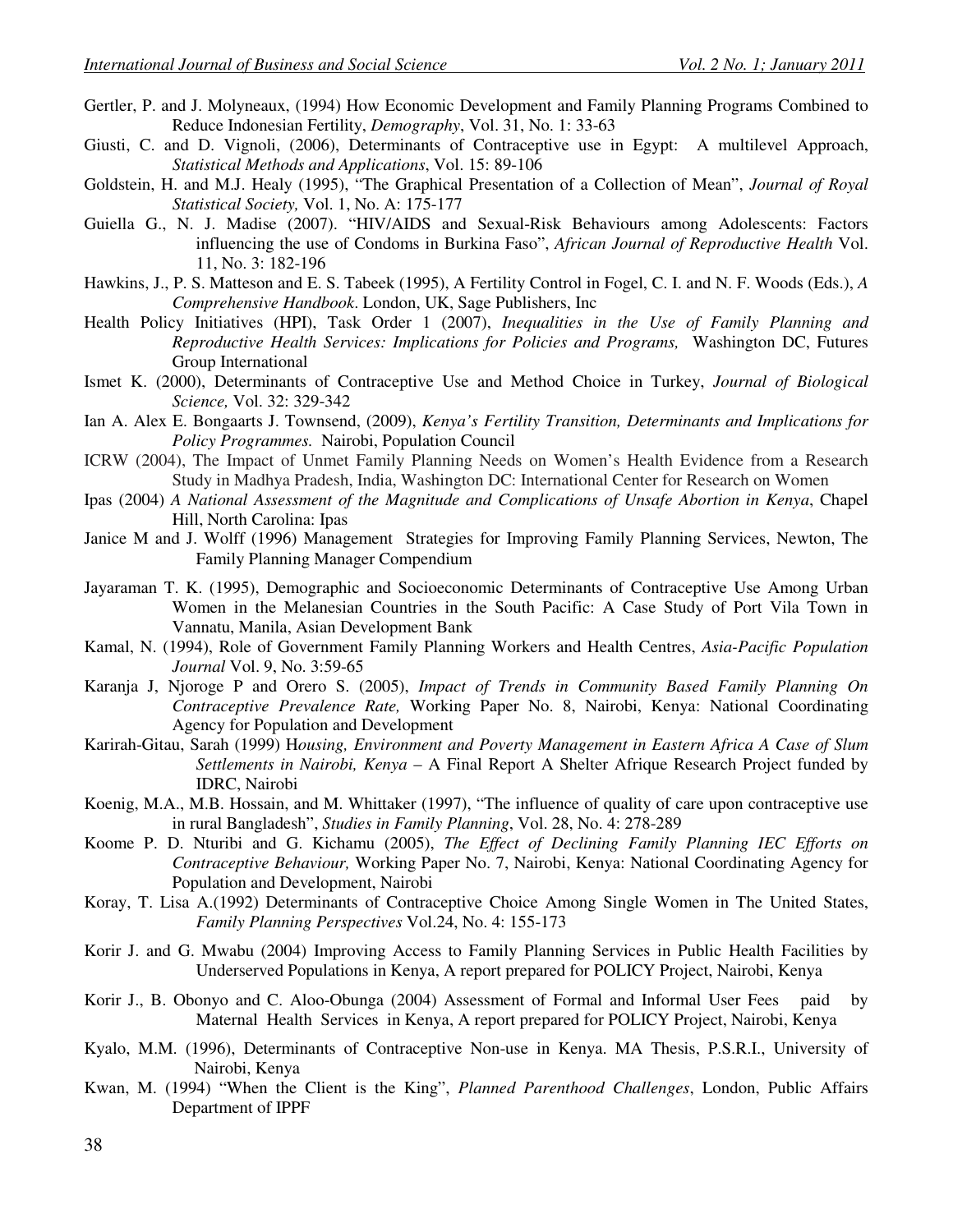Gertler, P. and J. Molyneaux, (1994) How Economic Development and Family Planning Programs Combined to Reduce Indonesian Fertility, *Demography*, Vol. 31, No. 1: 33-63

Giusti, C. and D. Vignoli, (2006), Determinants of Contraceptive use in Egypt: A multilevel Approach, *Statistical Methods and Applications*, Vol. 15: 89-106

Goldstein, H. and M.J. Healy (1995), "The Graphical Presentation of a Collection of Mean", *Journal of Royal Statistical Society,* Vol. 1, No. A: 175-177

Guiella G., N. J. Madise (2007). "HIV/AIDS and Sexual-Risk Behaviours among Adolescents: Factors influencing the use of Condoms in Burkina Faso", *African Journal of Reproductive Health* Vol. 11, No. 3: 182-196

Hawkins, J., P. S. Matteson and E. S. Tabeek (1995), A Fertility Control in Fogel, C. I. and N. F. Woods (Eds.), *A Comprehensive Handbook*. London, UK, Sage Publishers, Inc

Health Policy Initiatives (HPI), Task Order 1 (2007), *Inequalities in the Use of Family Planning and Reproductive Health Services: Implications for Policies and Programs,* Washington DC, Futures Group International

Ismet K. (2000), Determinants of Contraceptive Use and Method Choice in Turkey, *Journal of Biological Science,* Vol. 32: 329-342

Ian A. Alex E. Bongaarts J. Townsend, (2009), *Kenya's Fertility Transition, Determinants and Implications for Policy Programmes.* Nairobi, Population Council

ICRW (2004), The Impact of Unmet Family Planning Needs on Women's Health Evidence from a Research Study in Madhya Pradesh, India, Washington DC: International Center for Research on Women

Ipas (2004) *A National Assessment of the Magnitude and Complications of Unsafe Abortion in Kenya*, Chapel Hill, North Carolina: Ipas

Janice M and J. Wolff (1996) Management Strategies for Improving Family Planning Services, Newton, The Family Planning Manager Compendium

Jayaraman T. K. (1995), Demographic and Socioeconomic Determinants of Contraceptive Use Among Urban Women in the Melanesian Countries in the South Pacific: A Case Study of Port Vila Town in Vannatu, Manila, Asian Development Bank

Kamal, N. (1994), Role of Government Family Planning Workers and Health Centres, *Asia-Pacific Population Journal* Vol. 9, No. 3:59-65

Karanja J, Njoroge P and Orero S. (2005), *Impact of Trends in Community Based Family Planning On Contraceptive Prevalence Rate,* Working Paper No. 8, Nairobi, Kenya: National Coordinating Agency for Population and Development

Karirah-Gitau, Sarah (1999) H*ousing, Environment and Poverty Management in Eastern Africa A Case of Slum Settlements in Nairobi, Kenya* – A Final Report A Shelter Afrique Research Project funded by IDRC, Nairobi

Koenig, M.A., M.B. Hossain, and M. Whittaker (1997), "The influence of quality of care upon contraceptive use in rural Bangladesh", *Studies in Family Planning*, Vol. 28, No. 4: 278-289

Koome P. D. Nturibi and G. Kichamu (2005), *The Effect of Declining Family Planning IEC Efforts on Contraceptive Behaviour,* Working Paper No. 7, Nairobi, Kenya: National Coordinating Agency for Population and Development, Nairobi

Koray, T. Lisa A.(1992) Determinants of Contraceptive Choice Among Single Women in The United States, *Family Planning Perspectives* Vol.24, No. 4: 155-173

Korir J. and G. Mwabu (2004) Improving Access to Family Planning Services in Public Health Facilities by Underserved Populations in Kenya, A report prepared for POLICY Project, Nairobi, Kenya

Korir J., B. Obonyo and C. Aloo-Obunga (2004) Assessment of Formal and Informal User Fees paid by Maternal Health Services in Kenya, A report prepared for POLICY Project, Nairobi, Kenya

Kyalo, M.M. (1996), Determinants of Contraceptive Non-use in Kenya. MA Thesis, P.S.R.I., University of Nairobi, Kenya

Kwan, M. (1994) "When the Client is the King", *Planned Parenthood Challenges*, London, Public Affairs Department of IPPF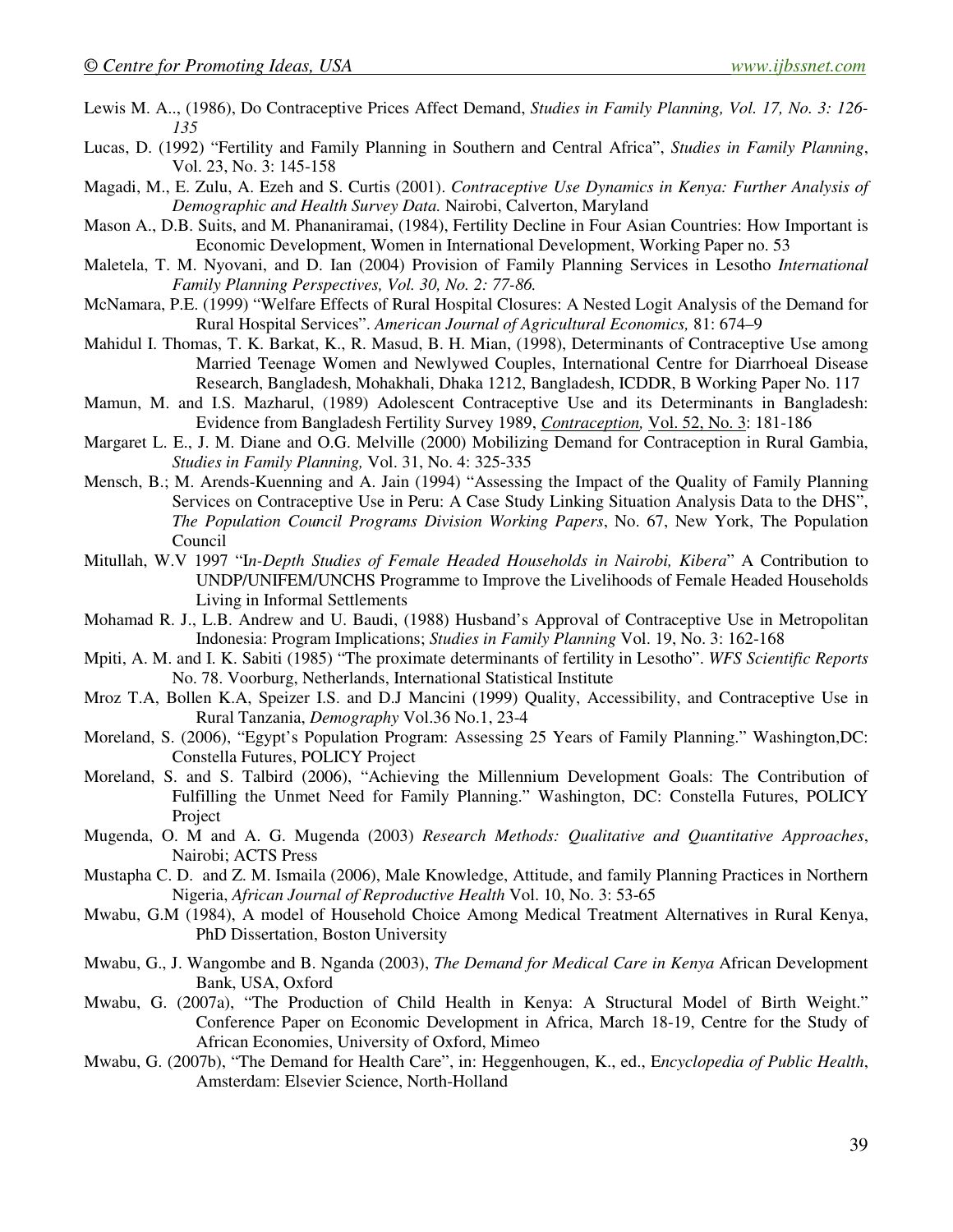Lewis M. A.., (1986), Do Contraceptive Prices Affect Demand, *Studies in Family Planning, Vol. 17, No. 3: 126-135*

Lucas, D. (1992) "Fertility and Family Planning in Southern and Central Africa", *Studies in Family Planning*, Vol. 23, No. 3: 145-158

Magadi, M., E. Zulu, A. Ezeh and S. Curtis (2001). *Contraceptive Use Dynamics in Kenya: Further Analysis of Demographic and Health Survey Data.* Nairobi, Calverton, Maryland

Mason A., D.B. Suits, and M. Phananiramai, (1984), Fertility Decline in Four Asian Countries: How Important is Economic Development, Women in International Development, Working Paper no. 53

Maletela, T. M. Nyovani, and D. Ian (2004) Provision of Family Planning Services in Lesotho *International Family Planning Perspectives, Vol. 30, No. 2: 77-86.*

McNamara, P.E. (1999) "Welfare Effects of Rural Hospital Closures: A Nested Logit Analysis of the Demand for Rural Hospital Services". *American Journal of Agricultural Economics,* 81: 674–9

Mahidul I. Thomas, T. K. Barkat, K., R. Masud, B. H. Mian, (1998), Determinants of Contraceptive Use among Married Teenage Women and Newlywed Couples, International Centre for Diarrhoeal Disease Research, Bangladesh, Mohakhali, Dhaka 1212, Bangladesh, ICDDR, B Working Paper No. 117

Mamun, M. and I.S. Mazharul, (1989) Adolescent Contraceptive Use and its Determinants in Bangladesh: Evidence from Bangladesh Fertility Survey 1989, *Contraception,* Vol. 52, No. 3: 181-186

Margaret L. E., J. M. Diane and O.G. Melville (2000) Mobilizing Demand for Contraception in Rural Gambia, *Studies in Family Planning,* Vol. 31, No. 4: 325-335

Mensch, B.; M. Arends-Kuenning and A. Jain (1994) "Assessing the Impact of the Quality of Family Planning Services on Contraceptive Use in Peru: A Case Study Linking Situation Analysis Data to the DHS", *The Population Council Programs Division Working Papers*, No. 67, New York, The Population Council

Mitullah, W.V 1997 "I*n-Depth Studies of Female Headed Households in Nairobi, Kibera*" A Contribution to UNDP/UNIFEM/UNCHS Programme to Improve the Livelihoods of Female Headed Households Living in Informal Settlements

Mohamad R. J., L.B. Andrew and U. Baudi, (1988) Husband's Approval of Contraceptive Use in Metropolitan Indonesia: Program Implications; *Studies in Family Planning* Vol. 19, No. 3: 162-168

Mpiti, A. M. and I. K. Sabiti (1985) "The proximate determinants of fertility in Lesotho". *WFS Scientific Reports* No. 78. Voorburg, Netherlands, International Statistical Institute

Mroz T.A, Bollen K.A, Speizer I.S. and D.J Mancini (1999) Quality, Accessibility, and Contraceptive Use in Rural Tanzania, *Demography* Vol.36 No.1, 23-4

Moreland, S. (2006), "Egypt's Population Program: Assessing 25 Years of Family Planning." Washington,DC: Constella Futures, POLICY Project

Moreland, S. and S. Talbird (2006), "Achieving the Millennium Development Goals: The Contribution of Fulfilling the Unmet Need for Family Planning." Washington, DC: Constella Futures, POLICY Project

Mugenda, O. M and A. G. Mugenda (2003) *Research Methods: Qualitative and Quantitative Approaches*, Nairobi; ACTS Press

Mustapha C. D. and Z. M. Ismaila (2006), Male Knowledge, Attitude, and family Planning Practices in Northern Nigeria, *African Journal of Reproductive Health* Vol. 10, No. 3: 53-65

Mwabu, G.M (1984), A model of Household Choice Among Medical Treatment Alternatives in Rural Kenya, PhD Dissertation, Boston University

Mwabu, G., J. Wangombe and B. Nganda (2003), *The Demand for Medical Care in Kenya* African Development Bank, USA, Oxford

Mwabu, G. (2007a), "The Production of Child Health in Kenya: A Structural Model of Birth Weight." Conference Paper on Economic Development in Africa, March 18-19, Centre for the Study of African Economies, University of Oxford, Mimeo

Mwabu, G. (2007b), "The Demand for Health Care", in: Heggenhougen, K., ed., E*ncyclopedia of Public Health*, Amsterdam: Elsevier Science, North-Holland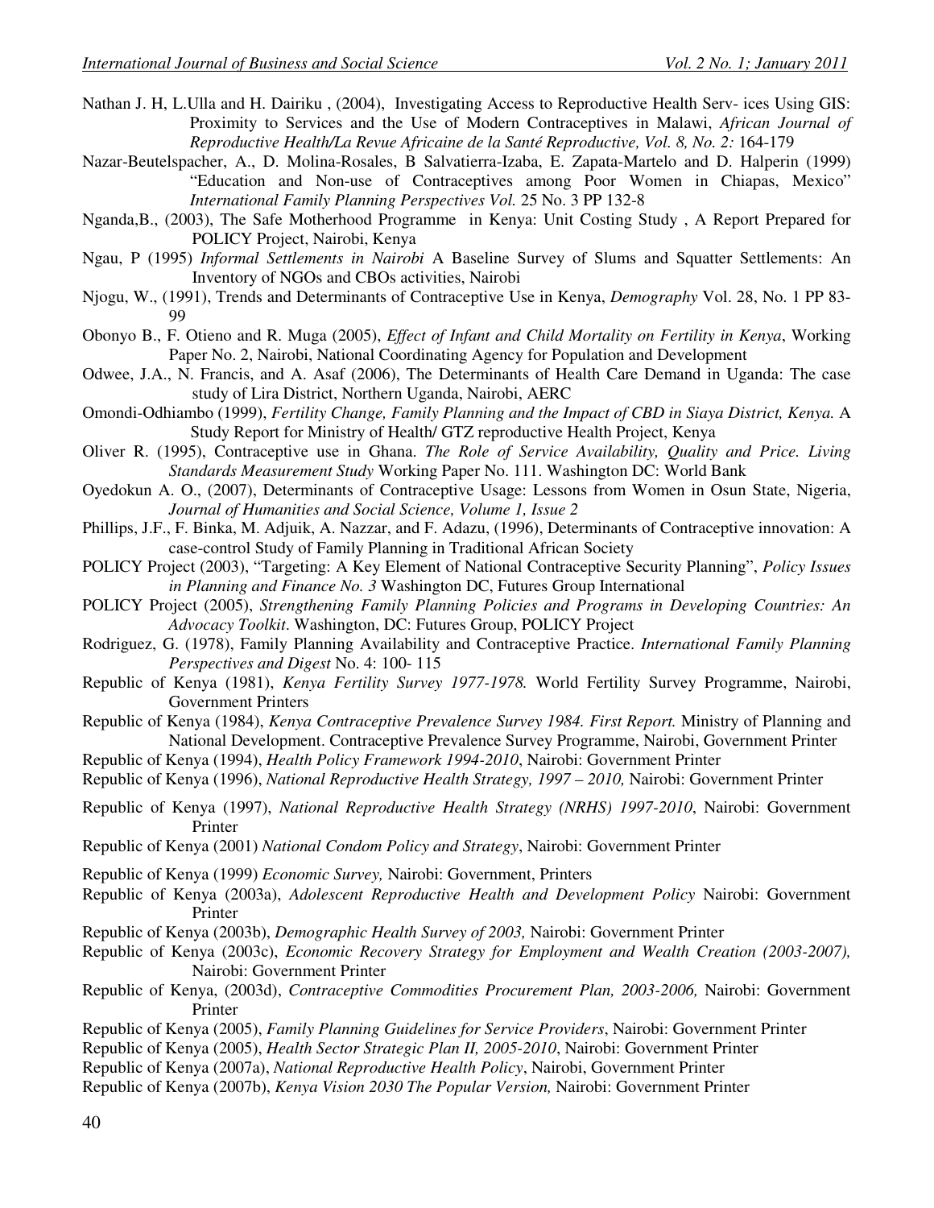Nathan J. H, L.Ulla and H. Dairiku , (2004), Investigating Access to Reproductive Health Serv- ices Using GIS: Proximity to Services and the Use of Modern Contraceptives in Malawi, *African Journal of Reproductive Health/La Revue Africaine de la Santé Reproductive, Vol. 8, No. 2:* 164-179

Nazar-Beutelspacher, A., D. Molina-Rosales, B Salvatierra-Izaba, E. Zapata-Martelo and D. Halperin (1999) "Education and Non-use of Contraceptives among Poor Women in Chiapas, Mexico" *International Family Planning Perspectives Vol.* 25 No. 3 PP 132-8

Nganda,B., (2003), The Safe Motherhood Programme in Kenya: Unit Costing Study , A Report Prepared for POLICY Project, Nairobi, Kenya

Ngau, P (1995) *Informal Settlements in Nairobi* A Baseline Survey of Slums and Squatter Settlements: An Inventory of NGOs and CBOs activities, Nairobi

Njogu, W., (1991), Trends and Determinants of Contraceptive Use in Kenya, *Demography* Vol. 28, No. 1 PP 83-99

Obonyo B., F. Otieno and R. Muga (2005), *Effect of Infant and Child Mortality on Fertility in Kenya*, Working Paper No. 2, Nairobi, National Coordinating Agency for Population and Development

Odwee, J.A., N. Francis, and A. Asaf (2006), The Determinants of Health Care Demand in Uganda: The case study of Lira District, Northern Uganda, Nairobi, AERC

Omondi-Odhiambo (1999), *Fertility Change, Family Planning and the Impact of CBD in Siaya District, Kenya.* A Study Report for Ministry of Health/ GTZ reproductive Health Project, Kenya

Oliver R. (1995), Contraceptive use in Ghana. *The Role of Service Availability, Quality and Price. Living Standards Measurement Study* Working Paper No. 111. Washington DC: World Bank

Oyedokun A. O., (2007), Determinants of Contraceptive Usage: Lessons from Women in Osun State, Nigeria, *Journal of Humanities and Social Science, Volume 1, Issue 2*

Phillips, J.F., F. Binka, M. Adjuik, A. Nazzar, and F. Adazu, (1996), Determinants of Contraceptive innovation: A case-control Study of Family Planning in Traditional African Society

POLICY Project (2003), "Targeting: A Key Element of National Contraceptive Security Planning", *Policy Issues in Planning and Finance No. 3* Washington DC, Futures Group International

POLICY Project (2005), *Strengthening Family Planning Policies and Programs in Developing Countries: An Advocacy Toolkit*. Washington, DC: Futures Group, POLICY Project

Rodriguez, G. (1978), Family Planning Availability and Contraceptive Practice. *International Family Planning Perspectives and Digest* No. 4: 100- 115

Republic of Kenya (1981), *Kenya Fertility Survey 1977-1978.* World Fertility Survey Programme, Nairobi, Government Printers

Republic of Kenya (1984), *Kenya Contraceptive Prevalence Survey 1984. First Report.* Ministry of Planning and National Development. Contraceptive Prevalence Survey Programme, Nairobi, Government Printer

Republic of Kenya (1994), *Health Policy Framework 1994-2010*, Nairobi: Government Printer

Republic of Kenya (1996), *National Reproductive Health Strategy, 1997 – 2010,* Nairobi: Government Printer

Republic of Kenya (1997), *National Reproductive Health Strategy (NRHS) 1997-2010*, Nairobi: Government Printer

Republic of Kenya (2001) *National Condom Policy and Strategy*, Nairobi: Government Printer

Republic of Kenya (1999) *Economic Survey,* Nairobi: Government, Printers

Republic of Kenya (2003a), *Adolescent Reproductive Health and Development Policy* Nairobi: Government Printer

Republic of Kenya (2003b), *Demographic Health Survey of 2003,* Nairobi: Government Printer

Republic of Kenya (2003c), *Economic Recovery Strategy for Employment and Wealth Creation (2003-2007),* Nairobi: Government Printer

Republic of Kenya, (2003d), *Contraceptive Commodities Procurement Plan, 2003-2006,* Nairobi: Government Printer

Republic of Kenya (2005), *Family Planning Guidelines for Service Providers*, Nairobi: Government Printer

Republic of Kenya (2005), *Health Sector Strategic Plan II, 2005-2010*, Nairobi: Government Printer

Republic of Kenya (2007a), *National Reproductive Health Policy*, Nairobi, Government Printer

Republic of Kenya (2007b), *Kenya Vision 2030 The Popular Version,* Nairobi: Government Printer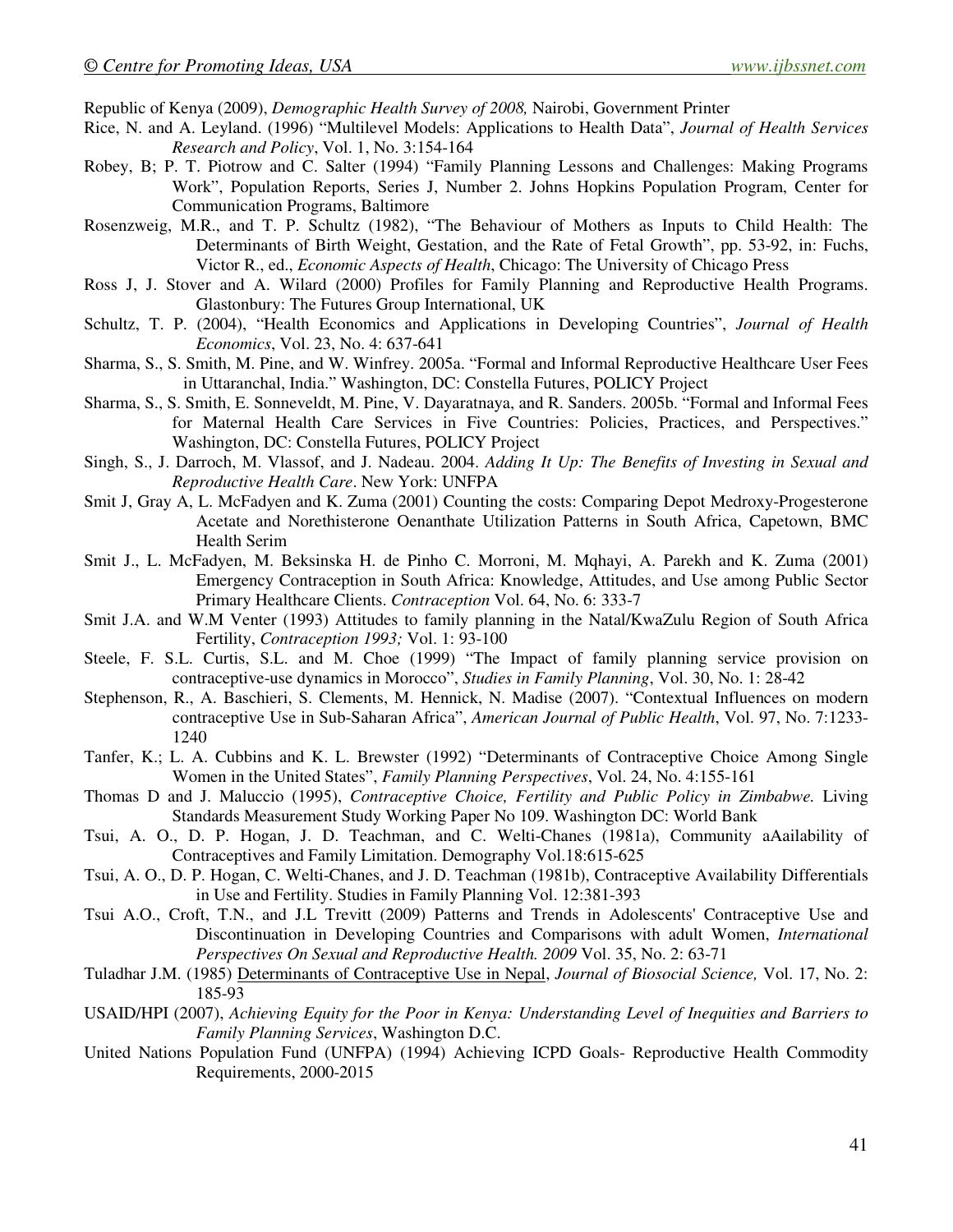Republic of Kenya (2009), *Demographic Health Survey of 2008,* Nairobi, Government Printer

Rice, N. and A. Leyland. (1996) "Multilevel Models: Applications to Health Data", *Journal of Health Services Research and Policy*, Vol. 1, No. 3:154-164

Robey, B; P. T. Piotrow and C. Salter (1994) "Family Planning Lessons and Challenges: Making Programs Work", Population Reports, Series J, Number 2. Johns Hopkins Population Program, Center for Communication Programs, Baltimore

Rosenzweig, M.R., and T. P. Schultz (1982), "The Behaviour of Mothers as Inputs to Child Health: The Determinants of Birth Weight, Gestation, and the Rate of Fetal Growth", pp. 53-92, in: Fuchs, Victor R., ed., *Economic Aspects of Health*, Chicago: The University of Chicago Press

Ross J, J. Stover and A. Wilard (2000) Profiles for Family Planning and Reproductive Health Programs. Glastonbury: The Futures Group International, UK

Schultz, T. P. (2004), "Health Economics and Applications in Developing Countries", *Journal of Health Economics*, Vol. 23, No. 4: 637-641

Sharma, S., S. Smith, M. Pine, and W. Winfrey. 2005a. "Formal and Informal Reproductive Healthcare User Fees in Uttaranchal, India." Washington, DC: Constella Futures, POLICY Project

Sharma, S., S. Smith, E. Sonneveldt, M. Pine, V. Dayaratnaya, and R. Sanders. 2005b. "Formal and Informal Fees for Maternal Health Care Services in Five Countries: Policies, Practices, and Perspectives." Washington, DC: Constella Futures, POLICY Project

Singh, S., J. Darroch, M. Vlassof, and J. Nadeau. 2004. *Adding It Up: The Benefits of Investing in Sexual and Reproductive Health Care*. New York: UNFPA

Smit J, Gray A, L. McFadyen and K. Zuma (2001) Counting the costs: Comparing Depot Medroxy-Progesterone Acetate and Norethisterone Oenanthate Utilization Patterns in South Africa, Capetown, BMC Health Serim

Smit J., L. McFadyen, M. Beksinska H. de Pinho C. Morroni, M. Mqhayi, A. Parekh and K. Zuma (2001) Emergency Contraception in South Africa: Knowledge, Attitudes, and Use among Public Sector Primary Healthcare Clients. *Contraception* Vol. 64, No. 6: 333-7

Smit J.A. and W.M Venter (1993) Attitudes to family planning in the Natal/KwaZulu Region of South Africa Fertility, *Contraception 1993;* Vol. 1: 93-100

Steele, F. S.L. Curtis, S.L. and M. Choe (1999) "The Impact of family planning service provision on contraceptive-use dynamics in Morocco", *Studies in Family Planning*, Vol. 30, No. 1: 28-42

Stephenson, R., A. Baschieri, S. Clements, M. Hennick, N. Madise (2007). "Contextual Influences on modern contraceptive Use in Sub-Saharan Africa", *American Journal of Public Health*, Vol. 97, No. 7:1233-1240

Tanfer, K.; L. A. Cubbins and K. L. Brewster (1992) "Determinants of Contraceptive Choice Among Single Women in the United States", *Family Planning Perspectives*, Vol. 24, No. 4:155-161

Thomas D and J. Maluccio (1995), *Contraceptive Choice, Fertility and Public Policy in Zimbabwe.* Living Standards Measurement Study Working Paper No 109. Washington DC: World Bank

Tsui, A. O., D. P. Hogan, J. D. Teachman, and C. Welti-Chanes (1981a), Community aAailability of Contraceptives and Family Limitation. Demography Vol.18:615-625

Tsui, A. O., D. P. Hogan, C. Welti-Chanes, and J. D. Teachman (1981b), Contraceptive Availability Differentials in Use and Fertility. Studies in Family Planning Vol. 12:381-393

Tsui A.O., Croft, T.N., and J.L Trevitt (2009) Patterns and Trends in Adolescents' Contraceptive Use and Discontinuation in Developing Countries and Comparisons with adult Women, *International Perspectives On Sexual and Reproductive Health. 2009* Vol. 35, No. 2: 63-71

Tuladhar J.M. (1985) Determinants of Contraceptive Use in Nepal, *Journal of Biosocial Science,* Vol. 17, No. 2: 185-93

USAID/HPI (2007), *Achieving Equity for the Poor in Kenya: Understanding Level of Inequities and Barriers to Family Planning Services*, Washington D.C.

United Nations Population Fund (UNFPA) (1994) Achieving ICPD Goals- Reproductive Health Commodity Requirements, 2000-2015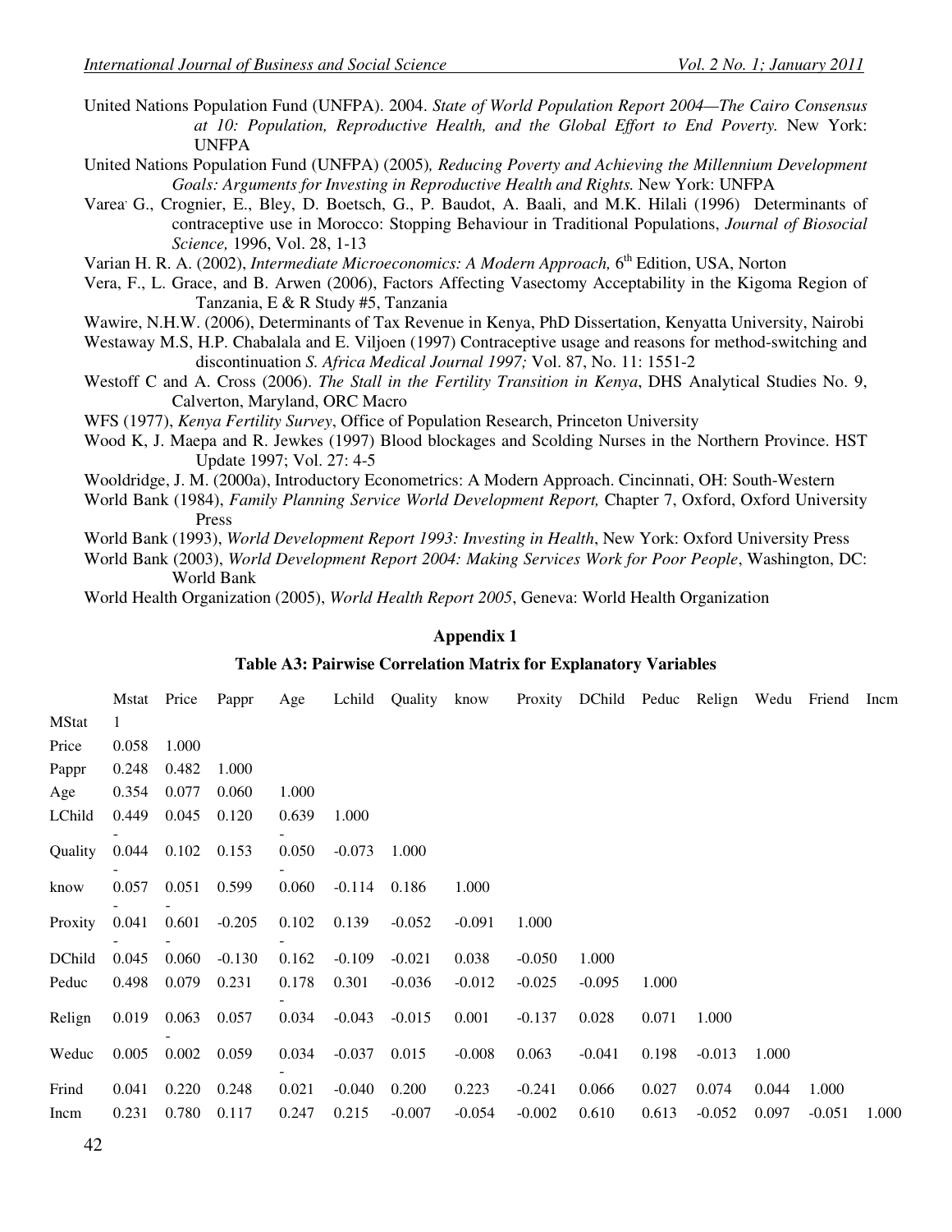United Nations Population Fund (UNFPA). 2004. *State of World Population Report 2004—The Cairo Consensus at 10: Population, Reproductive Health, and the Global Effort to End Poverty.* New York: UNFPA

United Nations Population Fund (UNFPA) (2005)*, Reducing Poverty and Achieving the Millennium Development Goals: Arguments for Investing in Reproductive Health and Rights.* New York: UNFPA

Varea, G., Crognier, E., Bley, D. Boetsch, G., P. Baudot, A. Baali, and M.K. Hilali (1996) Determinants of contraceptive use in Morocco: Stopping Behaviour in Traditional Populations, *Journal of Biosocial Science,* 1996, Vol. 28, 1-13

Varian H. R. A. (2002), *Intermediate Microeconomics: A Modern Approach,* 6th Edition, USA, Norton

Vera, F., L. Grace, and B. Arwen (2006), Factors Affecting Vasectomy Acceptability in the Kigoma Region of Tanzania, E & R Study #5, Tanzania

Wawire, N.H.W. (2006), Determinants of Tax Revenue in Kenya, PhD Dissertation, Kenyatta University, Nairobi

Westaway M.S, H.P. Chabalala and E. Viljoen (1997) Contraceptive usage and reasons for method-switching and discontinuation *S. Africa Medical Journal 1997;* Vol. 87, No. 11: 1551-2

Westoff C and A. Cross (2006). *The Stall in the Fertility Transition in Kenya*, DHS Analytical Studies No. 9, Calverton, Maryland, ORC Macro

WFS (1977), *Kenya Fertility Survey*, Office of Population Research, Princeton University

Wood K, J. Maepa and R. Jewkes (1997) Blood blockages and Scolding Nurses in the Northern Province. HST Update 1997; Vol. 27: 4-5

Wooldridge, J. M. (2000a), Introductory Econometrics: A Modern Approach. Cincinnati, OH: South-Western

World Bank (1984), *Family Planning Service World Development Report,* Chapter 7, Oxford, Oxford University Press

World Bank (1993), *World Development Report 1993: Investing in Health*, New York: Oxford University Press

World Bank (2003), *World Development Report 2004: Making Services Work for Poor People*, Washington, DC: World Bank

World Health Organization (2005), *World Health Report 2005*, Geneva: World Health Organization

## Appendix 1

**Table A3: Pairwise Correlation Matrix for Explanatory Variables**

| | Mstat | Price | Pappr | Age | Lchild | Quality | know | Proxity | DChild | Peduc | Relign | Wedu | Friend | Incm |
|---|---|---|---|---|---|---|---|---|---|---|---|---|---|---|
| MStat | 1 | | | | | | | | | | | | | |
| Price | 0.058 | 1.000 | | | | | | | | | | | | |
| Pappr | 0.248 | 0.482 | 1.000 | | | | | | | | | | | |
| Age | 0.354 | 0.077 | 0.060 | 1.000 | | | | | | | | | | |
| LChild | 0.449 | 0.045 | 0.120 | 0.639 | 1.000 | | | | | | | | | |
| Quality | -0.044 | 0.102 | 0.153 | -0.050 | -0.073 | 1.000 | | | | | | | | |
| know | -0.057 | 0.051 | 0.599 | -0.060 | -0.114 | 0.186 | 1.000 | | | | | | | |
| Proxity | -0.041 | -0.601 | -0.205 | 0.102 | 0.139 | -0.052 | -0.091 | 1.000 | | | | | | |
| DChild | -0.045 | -0.060 | -0.130 | -0.162 | -0.109 | -0.021 | 0.038 | -0.050 | 1.000 | | | | | |
| Peduc | 0.498 | 0.079 | 0.231 | 0.178 | 0.301 | -0.036 | -0.012 | -0.025 | -0.095 | 1.000 | | | | |
| Relign | 0.019 | 0.063 | 0.057 | -0.034 | -0.043 | -0.015 | 0.001 | -0.137 | 0.028 | 0.071 | 1.000 | | | |
| Weduc | 0.005 | -0.002 | 0.059 | 0.034 | -0.037 | 0.015 | -0.008 | 0.063 | -0.041 | 0.198 | -0.013 | 1.000 | | |
| Frind | 0.041 | 0.220 | 0.248 | -0.021 | -0.040 | 0.200 | 0.223 | -0.241 | 0.066 | 0.027 | 0.074 | 0.044 | 1.000 | |
| Incm | 0.231 | 0.780 | 0.117 | 0.247 | 0.215 | -0.007 | -0.054 | -0.002 | 0.610 | 0.613 | -0.052 | 0.097 | -0.051 | 1.000 |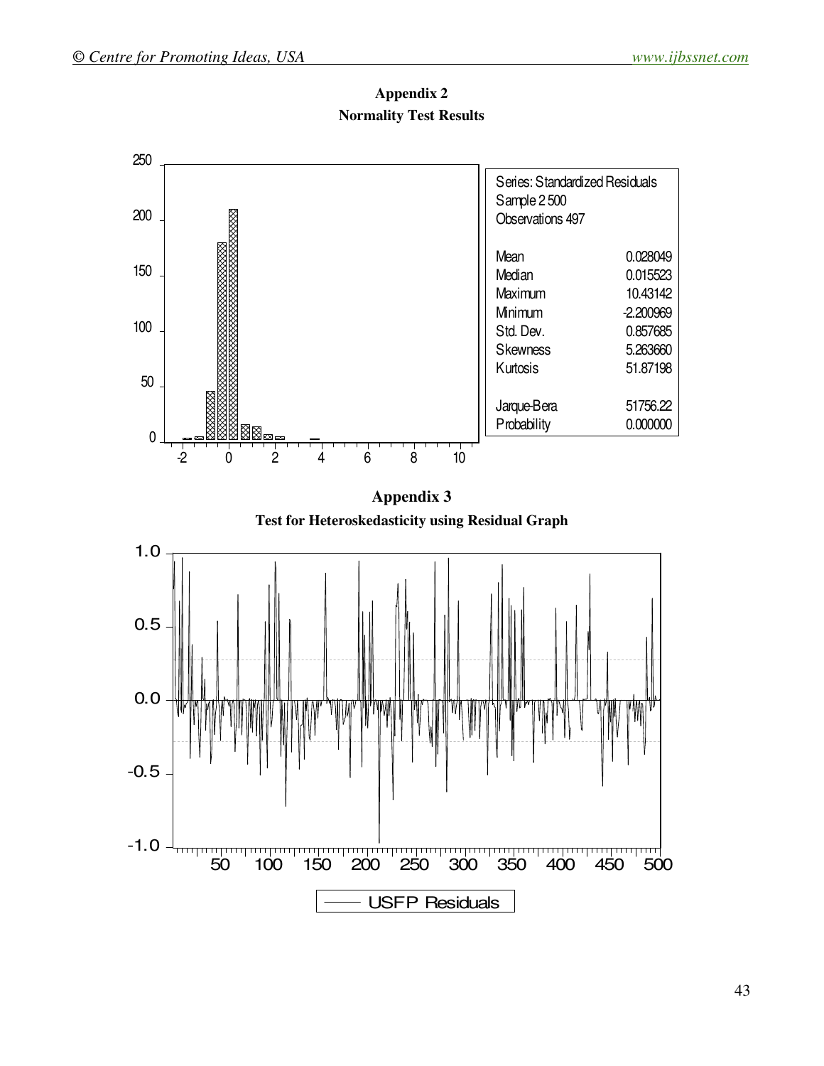**Appendix 2**

**Normality Test Results**

250
200
150
100
50
0
-2 0 2 4 6 8 10

Series: Standardized Residuals
Sample 2 500
Observations 497

Mean 0.028049
Median 0.015523
Maximum 10.43142
Minimum -2.200969
Std. Dev. 0.857685
Skewness 5.263660
Kurtosis 51.87198

Jarque-Bera 51756.22
Probability 0.000000

**Appendix 3**

**Test for Heteroskedasticity using Residual Graph**

1.0
0.5
0.0
-0.5
-1.0
50 100 150 200 250 300 350 400 450 500

USFP Residuals